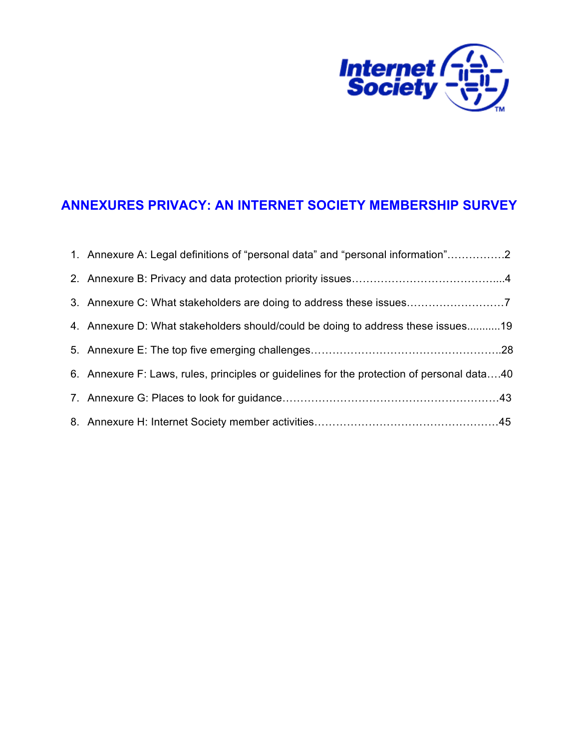Internet Society

# ANNEXURES PRIVACY: AN INTERNET SOCIETY MEMBERSHIP SURVEY

1. Annexure A: Legal definitions of “personal data” and “personal information”…………….2
2. Annexure B: Privacy and data protection priority issues…………………………………....4
3. Annexure C: What stakeholders are doing to address these issues………………………7
4. Annexure D: What stakeholders should/could be doing to address these issues...........19
5. Annexure E: The top five emerging challenges……………………………………………..28
6. Annexure F: Laws, rules, principles or guidelines for the protection of personal data….40
7. Annexure G: Places to look for guidance…………………………………………………..43
8. Annexure H: Internet Society member activities……………………………………………45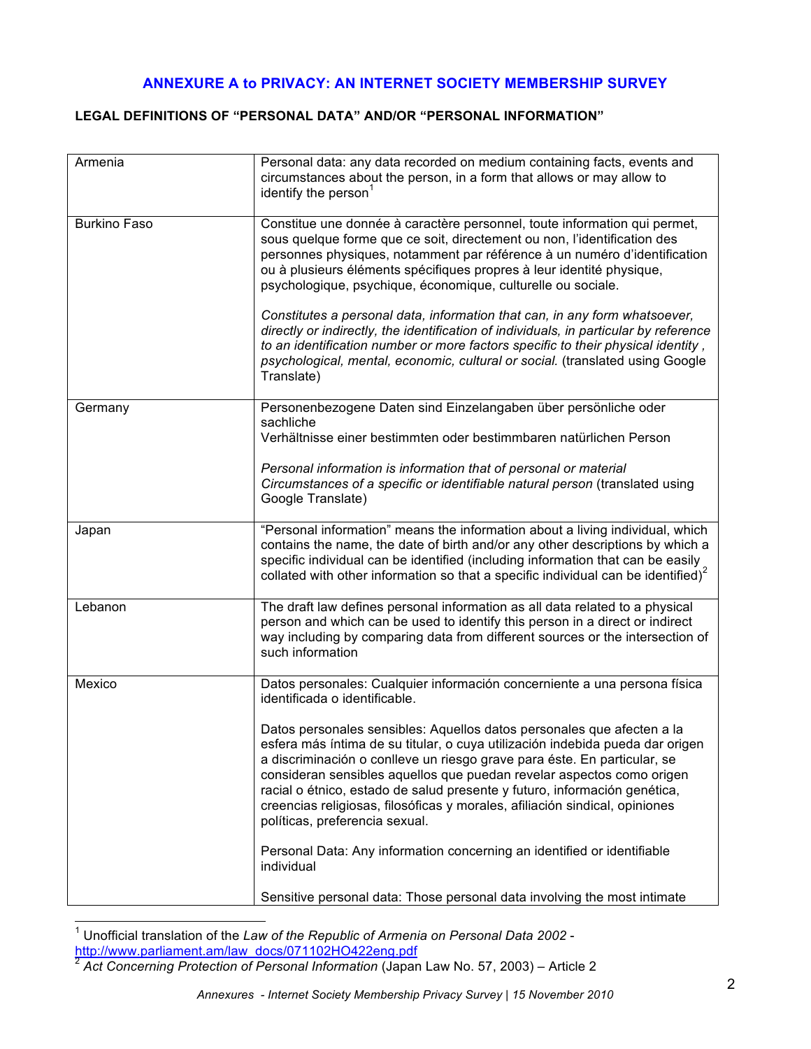## ANNEXURE A to PRIVACY: AN INTERNET SOCIETY MEMBERSHIP SURVEY

### LEGAL DEFINITIONS OF "PERSONAL DATA" AND/OR "PERSONAL INFORMATION"

| | |
|---|---|
| Armenia | Personal data: any data recorded on medium containing facts, events and circumstances about the person, in a form that allows or may allow to identify the person[1] |
| Burkino Faso | Constitue une donnée à caractère personnel, toute information qui permet, sous quelque forme que ce soit, directement ou non, l'identification des personnes physiques, notamment par référence à un numéro d'identification ou à plusieurs éléments spécifiques propres à leur identité physique, psychologique, psychique, économique, culturelle ou sociale.<br><br>*Constitutes a personal data, information that can, in any form whatsoever, directly or indirectly, the identification of individuals, in particular by reference to an identification number or more factors specific to their physical identity , psychological, mental, economic, cultural or social.* (translated using Google Translate) |
| Germany | Personenbezogene Daten sind Einzelangaben über persönliche oder sachliche<br>Verhältnisse einer bestimmten oder bestimmbaren natürlichen Person<br><br>*Personal information is information that of personal or material Circumstances of a specific or identifiable natural person* (translated using Google Translate) |
| Japan | "Personal information" means the information about a living individual, which contains the name, the date of birth and/or any other descriptions by which a specific individual can be identified (including information that can be easily collated with other information so that a specific individual can be identified)[2] |
| Lebanon | The draft law defines personal information as all data related to a physical person and which can be used to identify this person in a direct or indirect way including by comparing data from different sources or the intersection of such information |
| Mexico | Datos personales: Cualquier información concerniente a una persona física identificada o identificable.<br><br>Datos personales sensibles: Aquellos datos personales que afecten a la esfera más íntima de su titular, o cuya utilización indebida pueda dar origen a discriminación o conlleve un riesgo grave para éste. En particular, se consideran sensibles aquellos que puedan revelar aspectos como origen racial o étnico, estado de salud presente y futuro, información genética, creencias religiosas, filosóficas y morales, afiliación sindical, opiniones políticas, preferencia sexual.<br><br>Personal Data: Any information concerning an identified or identifiable individual<br><br>Sensitive personal data: Those personal data involving the most intimate |

[1] Unofficial translation of the *Law of the Republic of Armenia on Personal Data 2002* - http://www.parliament.am/law_docs/071102HO422eng.pdf

[2] *Act Concerning Protection of Personal Information* (Japan Law No. 57, 2003) – Article 2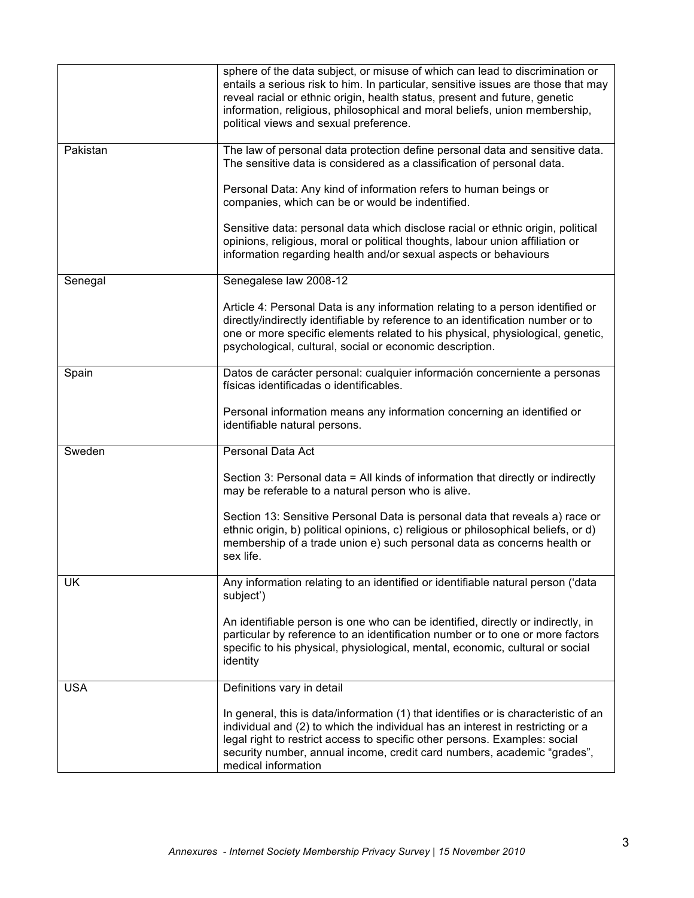| | |
|---|---|
| | sphere of the data subject, or misuse of which can lead to discrimination or entails a serious risk to him. In particular, sensitive issues are those that may reveal racial or ethnic origin, health status, present and future, genetic information, religious, philosophical and moral beliefs, union membership, political views and sexual preference. |
| Pakistan | The law of personal data protection define personal data and sensitive data. The sensitive data is considered as a classification of personal data.<br><br>Personal Data: Any kind of information refers to human beings or companies, which can be or would be indentified.<br><br>Sensitive data: personal data which disclose racial or ethnic origin, political opinions, religious, moral or political thoughts, labour union affiliation or information regarding health and/or sexual aspects or behaviours |
| Senegal | Senegalese law 2008-12<br><br>Article 4: Personal Data is any information relating to a person identified or directly/indirectly identifiable by reference to an identification number or to one or more specific elements related to his physical, physiological, genetic, psychological, cultural, social or economic description. |
| Spain | Datos de carácter personal: cualquier información concerniente a personas físicas identificadas o identificables.<br><br>Personal information means any information concerning an identified or identifiable natural persons. |
| Sweden | Personal Data Act<br><br>Section 3: Personal data = All kinds of information that directly or indirectly may be referable to a natural person who is alive.<br><br>Section 13: Sensitive Personal Data is personal data that reveals a) race or ethnic origin, b) political opinions, c) religious or philosophical beliefs, or d) membership of a trade union e) such personal data as concerns health or sex life. |
| UK | Any information relating to an identified or identifiable natural person ('data subject')<br><br>An identifiable person is one who can be identified, directly or indirectly, in particular by reference to an identification number or to one or more factors specific to his physical, physiological, mental, economic, cultural or social identity |
| USA | Definitions vary in detail<br><br>In general, this is data/information (1) that identifies or is characteristic of an individual and (2) to which the individual has an interest in restricting or a legal right to restrict access to specific other persons. Examples: social security number, annual income, credit card numbers, academic "grades", medical information |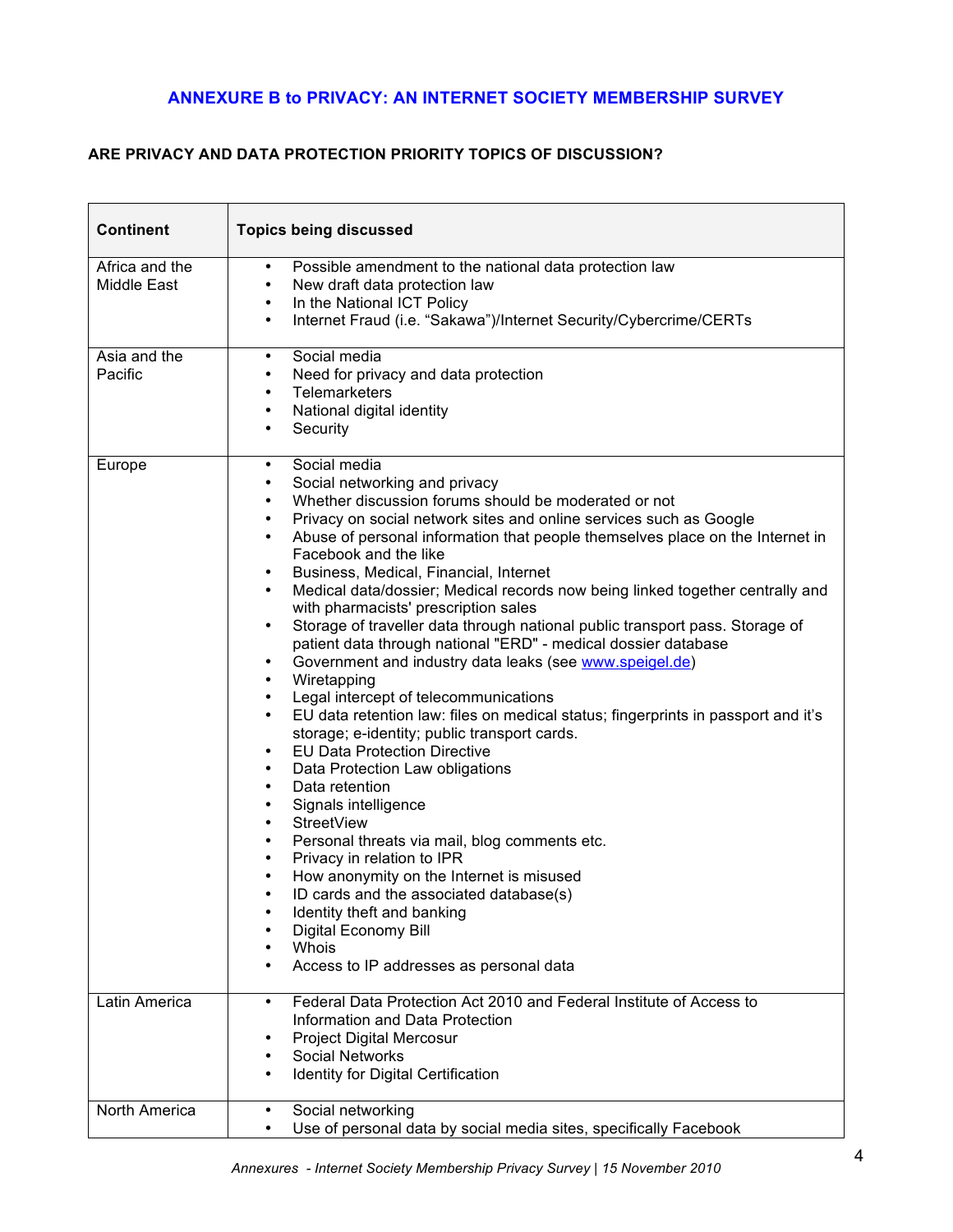## ANNEXURE B to PRIVACY: AN INTERNET SOCIETY MEMBERSHIP SURVEY

### ARE PRIVACY AND DATA PROTECTION PRIORITY TOPICS OF DISCUSSION?

| Continent | Topics being discussed |
|---|---|
| Africa and the Middle East | • Possible amendment to the national data protection law<br>• New draft data protection law<br>• In the National ICT Policy<br>• Internet Fraud (i.e. "Sakawa")/Internet Security/Cybercrime/CERTs |
| Asia and the Pacific | • Social media<br>• Need for privacy and data protection<br>• Telemarketers<br>• National digital identity<br>• Security |
| Europe | • Social media<br>• Social networking and privacy<br>• Whether discussion forums should be moderated or not<br>• Privacy on social network sites and online services such as Google<br>• Abuse of personal information that people themselves place on the Internet in Facebook and the like<br>• Business, Medical, Financial, Internet<br>• Medical data/dossier; Medical records now being linked together centrally and with pharmacists' prescription sales<br>• Storage of traveller data through national public transport pass. Storage of patient data through national "ERD" - medical dossier database<br>• Government and industry data leaks (see www.speigel.de)<br>• Wiretapping<br>• Legal intercept of telecommunications<br>• EU data retention law: files on medical status; fingerprints in passport and it's storage; e-identity; public transport cards.<br>• EU Data Protection Directive<br>• Data Protection Law obligations<br>• Data retention<br>• Signals intelligence<br>• StreetView<br>• Personal threats via mail, blog comments etc.<br>• Privacy in relation to IPR<br>• How anonymity on the Internet is misused<br>• ID cards and the associated database(s)<br>• Identity theft and banking<br>• Digital Economy Bill<br>• Whois<br>• Access to IP addresses as personal data |
| Latin America | • Federal Data Protection Act 2010 and Federal Institute of Access to Information and Data Protection<br>• Project Digital Mercosur<br>• Social Networks<br>• Identity for Digital Certification |
| North America | • Social networking<br>• Use of personal data by social media sites, specifically Facebook |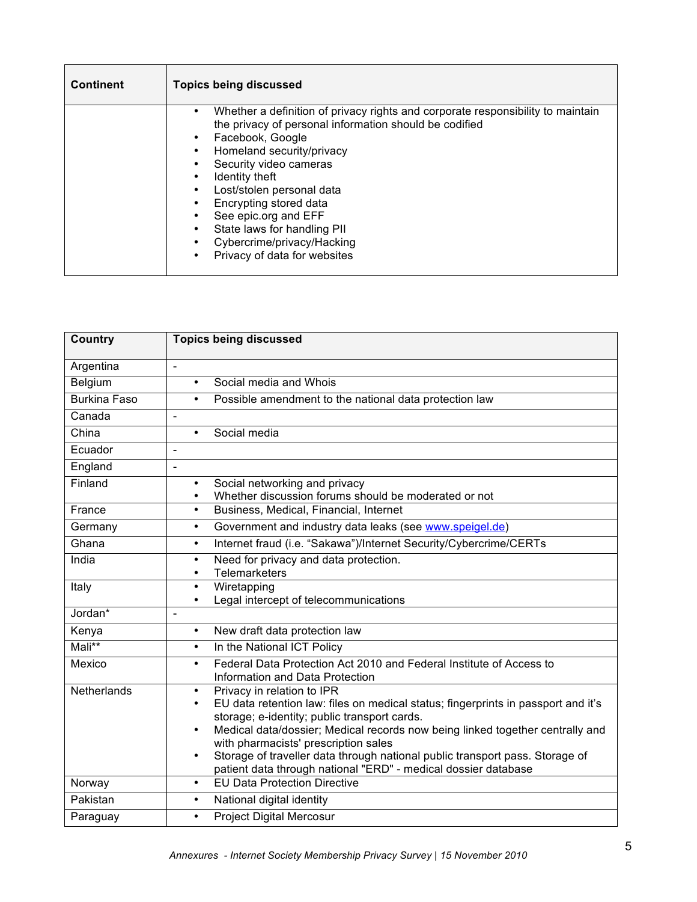| Continent | Topics being discussed |
|---|---|
| | • Whether a definition of privacy rights and corporate responsibility to maintain the privacy of personal information should be codified<br>• Facebook, Google<br>• Homeland security/privacy<br>• Security video cameras<br>• Identity theft<br>• Lost/stolen personal data<br>• Encrypting stored data<br>• See epic.org and EFF<br>• State laws for handling PII<br>• Cybercrime/privacy/Hacking<br>• Privacy of data for websites |

| Country | Topics being discussed |
|---|---|
| Argentina | - |
| Belgium | • Social media and Whois |
| Burkina Faso | • Possible amendment to the national data protection law |
| Canada | - |
| China | • Social media |
| Ecuador | - |
| England | - |
| Finland | • Social networking and privacy<br>• Whether discussion forums should be moderated or not |
| France | • Business, Medical, Financial, Internet |
| Germany | • Government and industry data leaks (see [www.speigel.de](www.speigel.de)) |
| Ghana | • Internet fraud (i.e. "Sakawa")/Internet Security/Cybercrime/CERTs |
| India | • Need for privacy and data protection.<br>• Telemarketers |
| Italy | • Wiretapping<br>• Legal intercept of telecommunications |
| Jordan* | - |
| Kenya | • New draft data protection law |
| Mali** | • In the National ICT Policy |
| Mexico | • Federal Data Protection Act 2010 and Federal Institute of Access to Information and Data Protection |
| Netherlands | • Privacy in relation to IPR<br>• EU data retention law: files on medical status; fingerprints in passport and it's storage; e-identity; public transport cards.<br>• Medical data/dossier; Medical records now being linked together centrally and with pharmacists' prescription sales<br>• Storage of traveller data through national public transport pass. Storage of patient data through national "ERD" - medical dossier database |
| Norway | • EU Data Protection Directive |
| Pakistan | • National digital identity |
| Paraguay | • Project Digital Mercosur |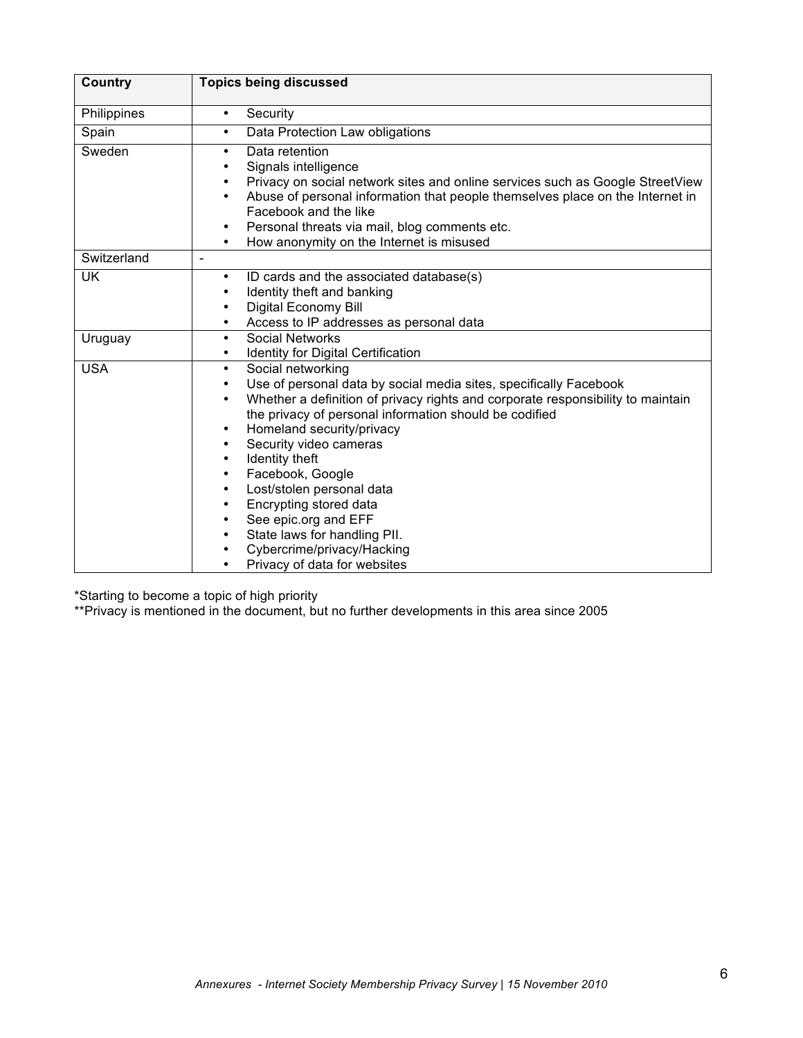| Country | Topics being discussed |
|---|---|
| Philippines | • Security |
| Spain | • Data Protection Law obligations |
| Sweden | • Data retention<br>• Signals intelligence<br>• Privacy on social network sites and online services such as Google StreetView<br>• Abuse of personal information that people themselves place on the Internet in Facebook and the like<br>• Personal threats via mail, blog comments etc.<br>• How anonymity on the Internet is misused |
| Switzerland | - |
| UK | • ID cards and the associated database(s)<br>• Identity theft and banking<br>• Digital Economy Bill<br>• Access to IP addresses as personal data |
| Uruguay | • Social Networks<br>• Identity for Digital Certification |
| USA | • Social networking<br>• Use of personal data by social media sites, specifically Facebook<br>• Whether a definition of privacy rights and corporate responsibility to maintain the privacy of personal information should be codified<br>• Homeland security/privacy<br>• Security video cameras<br>• Identity theft<br>• Facebook, Google<br>• Lost/stolen personal data<br>• Encrypting stored data<br>• See epic.org and EFF<br>• State laws for handling PII.<br>• Cybercrime/privacy/Hacking<br>• Privacy of data for websites |

*Starting to become a topic of high priority

**Privacy is mentioned in the document, but no further developments in this area since 2005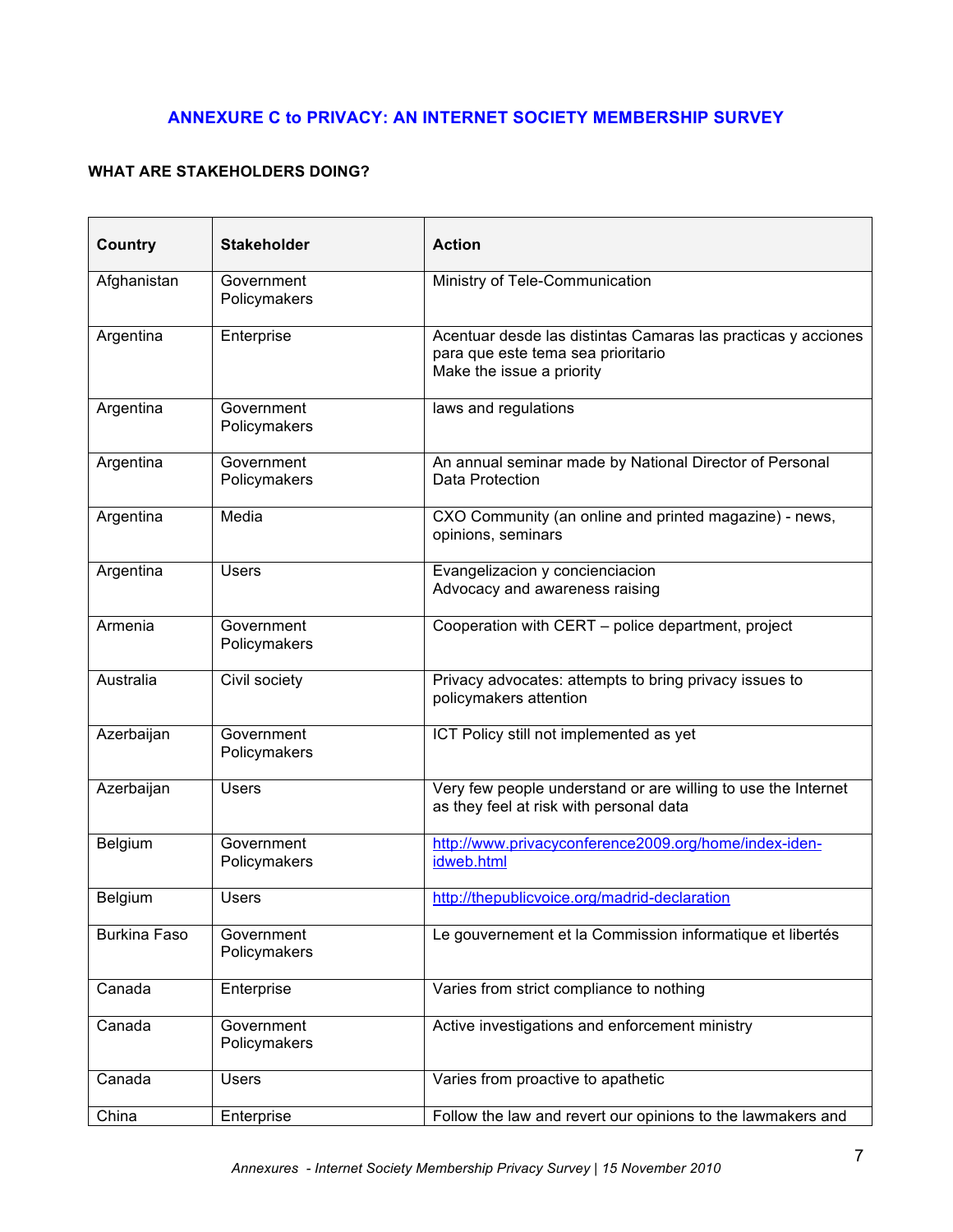## ANNEXURE C to PRIVACY: AN INTERNET SOCIETY MEMBERSHIP SURVEY

**WHAT ARE STAKEHOLDERS DOING?**

| Country | Stakeholder | Action |
|---|---|---|
| Afghanistan | Government Policymakers | Ministry of Tele-Communication |
| Argentina | Enterprise | Acentuar desde las distintas Camaras las practicas y acciones para que este tema sea prioritario<br>Make the issue a priority |
| Argentina | Government Policymakers | laws and regulations |
| Argentina | Government Policymakers | An annual seminar made by National Director of Personal Data Protection |
| Argentina | Media | CXO Community (an online and printed magazine) - news, opinions, seminars |
| Argentina | Users | Evangelizacion y concienciacion<br>Advocacy and awareness raising |
| Armenia | Government Policymakers | Cooperation with CERT – police department, project |
| Australia | Civil society | Privacy advocates: attempts to bring privacy issues to policymakers attention |
| Azerbaijan | Government Policymakers | ICT Policy still not implemented as yet |
| Azerbaijan | Users | Very few people understand or are willing to use the Internet as they feel at risk with personal data |
| Belgium | Government Policymakers | http://www.privacyconference2009.org/home/index-iden-idweb.html |
| Belgium | Users | http://thepublicvoice.org/madrid-declaration |
| Burkina Faso | Government Policymakers | Le gouvernement et la Commission informatique et libertés |
| Canada | Enterprise | Varies from strict compliance to nothing |
| Canada | Government Policymakers | Active investigations and enforcement ministry |
| Canada | Users | Varies from proactive to apathetic |
| China | Enterprise | Follow the law and revert our opinions to the lawmakers and |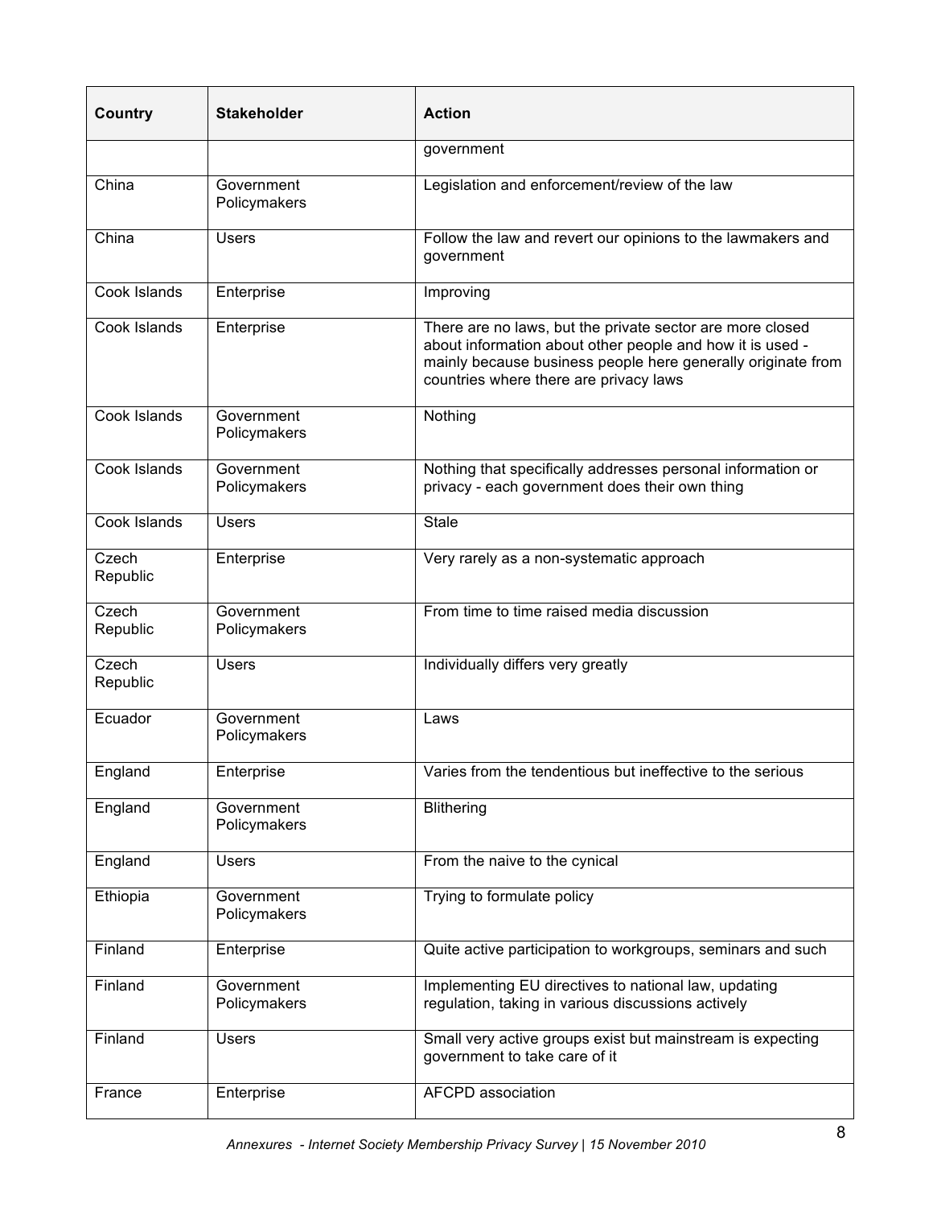| Country | Stakeholder | Action |
|---|---|---|
| | | government |
| China | Government Policymakers | Legislation and enforcement/review of the law |
| China | Users | Follow the law and revert our opinions to the lawmakers and government |
| Cook Islands | Enterprise | Improving |
| Cook Islands | Enterprise | There are no laws, but the private sector are more closed about information about other people and how it is used - mainly because business people here generally originate from countries where there are privacy laws |
| Cook Islands | Government Policymakers | Nothing |
| Cook Islands | Government Policymakers | Nothing that specifically addresses personal information or privacy - each government does their own thing |
| Cook Islands | Users | Stale |
| Czech Republic | Enterprise | Very rarely as a non-systematic approach |
| Czech Republic | Government Policymakers | From time to time raised media discussion |
| Czech Republic | Users | Individually differs very greatly |
| Ecuador | Government Policymakers | Laws |
| England | Enterprise | Varies from the tendentious but ineffective to the serious |
| England | Government Policymakers | Blithering |
| England | Users | From the naive to the cynical |
| Ethiopia | Government Policymakers | Trying to formulate policy |
| Finland | Enterprise | Quite active participation to workgroups, seminars and such |
| Finland | Government Policymakers | Implementing EU directives to national law, updating regulation, taking in various discussions actively |
| Finland | Users | Small very active groups exist but mainstream is expecting government to take care of it |
| France | Enterprise | AFCPD association |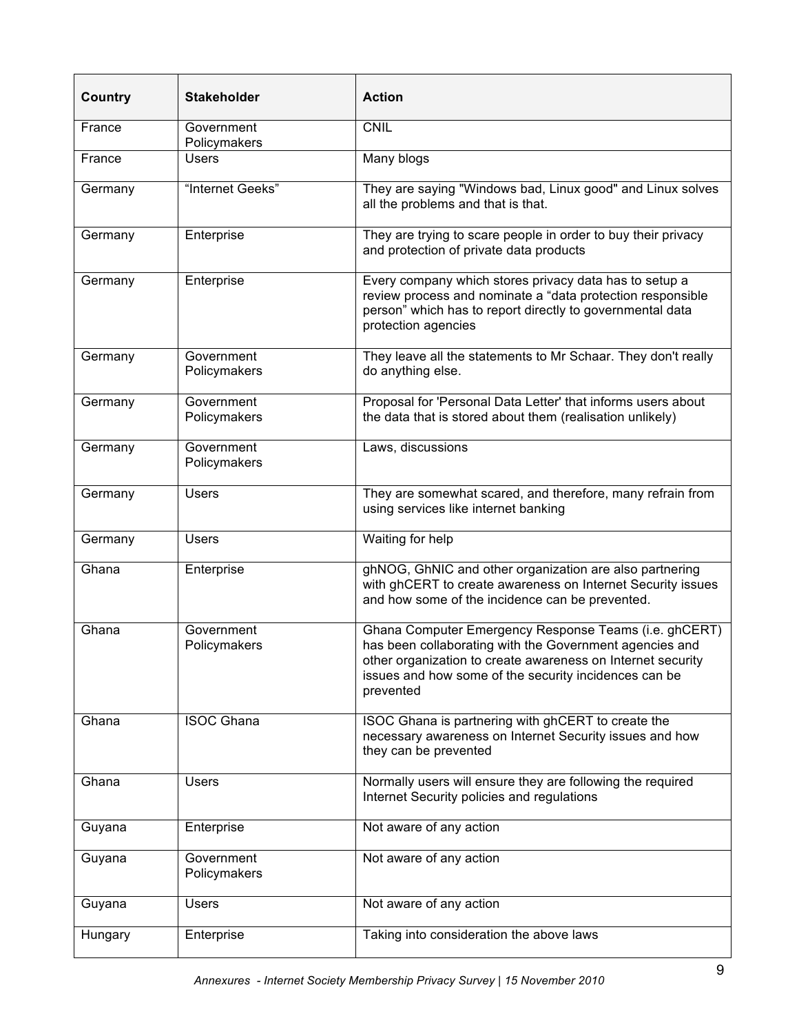| Country | Stakeholder | Action |
|---|---|---|
| France | Government Policymakers | CNIL |
| France | Users | Many blogs |
| Germany | “Internet Geeks” | They are saying "Windows bad, Linux good" and Linux solves all the problems and that is that. |
| Germany | Enterprise | They are trying to scare people in order to buy their privacy and protection of private data products |
| Germany | Enterprise | Every company which stores privacy data has to setup a review process and nominate a “data protection responsible person” which has to report directly to governmental data protection agencies |
| Germany | Government Policymakers | They leave all the statements to Mr Schaar. They don't really do anything else. |
| Germany | Government Policymakers | Proposal for 'Personal Data Letter' that informs users about the data that is stored about them (realisation unlikely) |
| Germany | Government Policymakers | Laws, discussions |
| Germany | Users | They are somewhat scared, and therefore, many refrain from using services like internet banking |
| Germany | Users | Waiting for help |
| Ghana | Enterprise | ghNOG, GhNIC and other organization are also partnering with ghCERT to create awareness on Internet Security issues and how some of the incidence can be prevented. |
| Ghana | Government Policymakers | Ghana Computer Emergency Response Teams (i.e. ghCERT) has been collaborating with the Government agencies and other organization to create awareness on Internet security issues and how some of the security incidences can be prevented |
| Ghana | ISOC Ghana | ISOC Ghana is partnering with ghCERT to create the necessary awareness on Internet Security issues and how they can be prevented |
| Ghana | Users | Normally users will ensure they are following the required Internet Security policies and regulations |
| Guyana | Enterprise | Not aware of any action |
| Guyana | Government Policymakers | Not aware of any action |
| Guyana | Users | Not aware of any action |
| Hungary | Enterprise | Taking into consideration the above laws |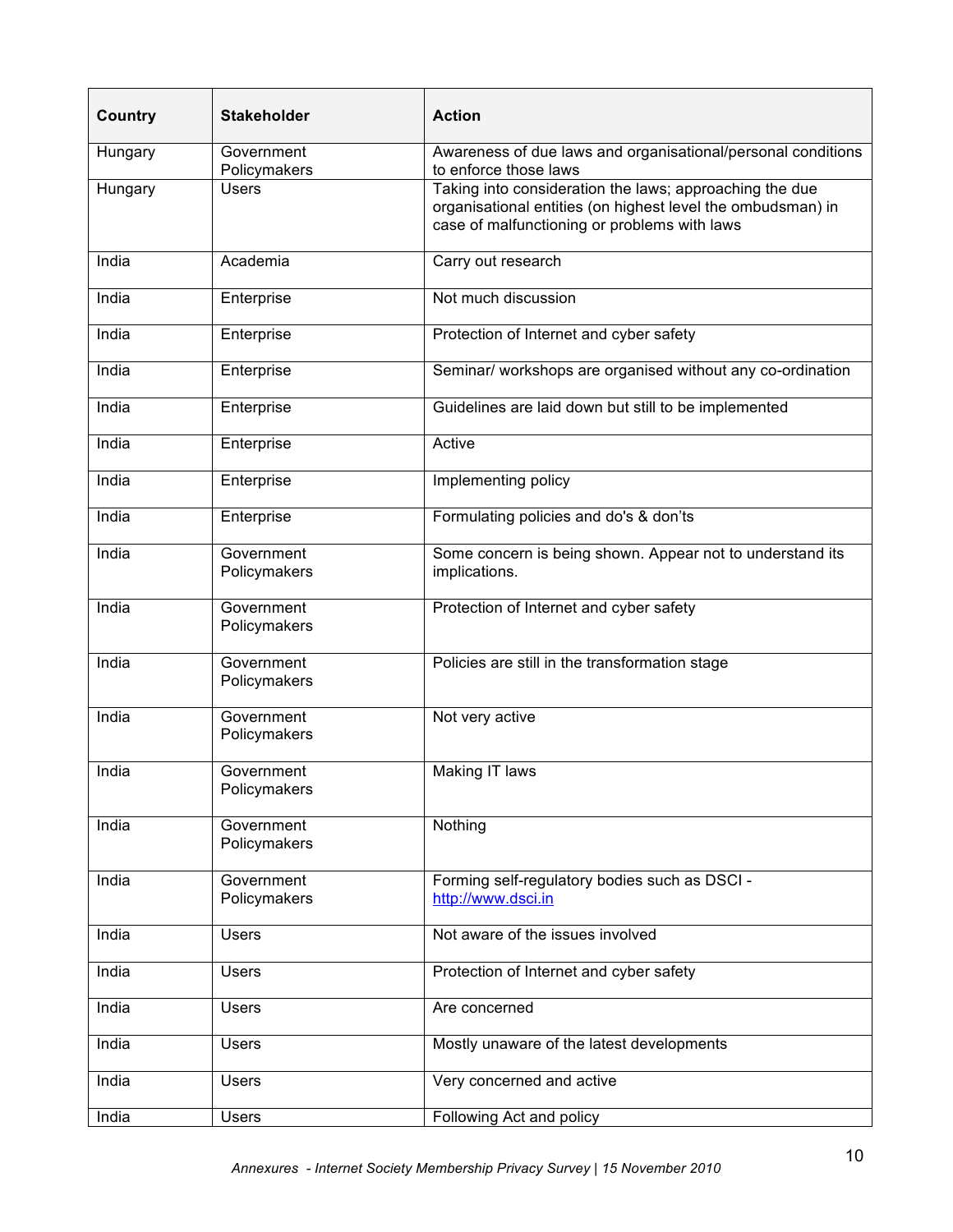| Country | Stakeholder | Action |
|---|---|---|
| Hungary | Government Policymakers | Awareness of due laws and organisational/personal conditions to enforce those laws |
| Hungary | Users | Taking into consideration the laws; approaching the due organisational entities (on highest level the ombudsman) in case of malfunctioning or problems with laws |
| India | Academia | Carry out research |
| India | Enterprise | Not much discussion |
| India | Enterprise | Protection of Internet and cyber safety |
| India | Enterprise | Seminar/ workshops are organised without any co-ordination |
| India | Enterprise | Guidelines are laid down but still to be implemented |
| India | Enterprise | Active |
| India | Enterprise | Implementing policy |
| India | Enterprise | Formulating policies and do's & don'ts |
| India | Government Policymakers | Some concern is being shown. Appear not to understand its implications. |
| India | Government Policymakers | Protection of Internet and cyber safety |
| India | Government Policymakers | Policies are still in the transformation stage |
| India | Government Policymakers | Not very active |
| India | Government Policymakers | Making IT laws |
| India | Government Policymakers | Nothing |
| India | Government Policymakers | Forming self-regulatory bodies such as DSCI - http://www.dsci.in |
| India | Users | Not aware of the issues involved |
| India | Users | Protection of Internet and cyber safety |
| India | Users | Are concerned |
| India | Users | Mostly unaware of the latest developments |
| India | Users | Very concerned and active |
| India | Users | Following Act and policy |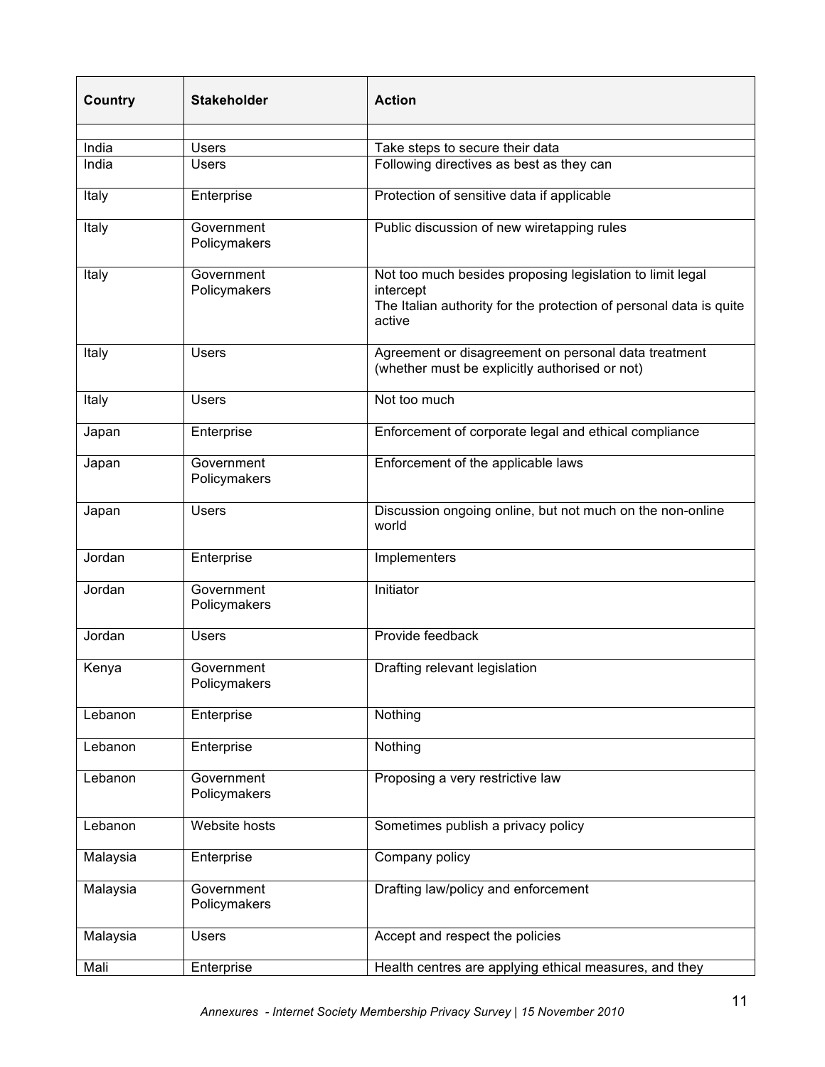| Country | Stakeholder | Action |
| --- | --- | --- |
| | | |
| India | Users | Take steps to secure their data |
| India | Users | Following directives as best as they can |
| Italy | Enterprise | Protection of sensitive data if applicable |
| Italy | Government Policymakers | Public discussion of new wiretapping rules |
| Italy | Government Policymakers | Not too much besides proposing legislation to limit legal intercept<br>The Italian authority for the protection of personal data is quite active |
| Italy | Users | Agreement or disagreement on personal data treatment (whether must be explicitly authorised or not) |
| Italy | Users | Not too much |
| Japan | Enterprise | Enforcement of corporate legal and ethical compliance |
| Japan | Government Policymakers | Enforcement of the applicable laws |
| Japan | Users | Discussion ongoing online, but not much on the non-online world |
| Jordan | Enterprise | Implementers |
| Jordan | Government Policymakers | Initiator |
| Jordan | Users | Provide feedback |
| Kenya | Government Policymakers | Drafting relevant legislation |
| Lebanon | Enterprise | Nothing |
| Lebanon | Enterprise | Nothing |
| Lebanon | Government Policymakers | Proposing a very restrictive law |
| Lebanon | Website hosts | Sometimes publish a privacy policy |
| Malaysia | Enterprise | Company policy |
| Malaysia | Government Policymakers | Drafting law/policy and enforcement |
| Malaysia | Users | Accept and respect the policies |
| Mali | Enterprise | Health centres are applying ethical measures, and they |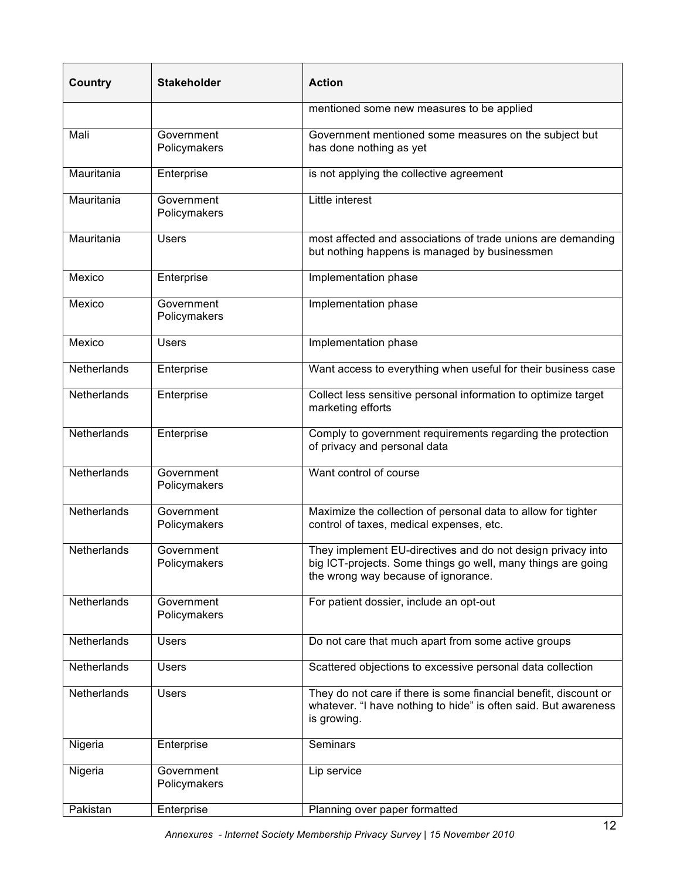| Country | Stakeholder | Action |
|---|---|---|
| | | mentioned some new measures to be applied |
| Mali | Government Policymakers | Government mentioned some measures on the subject but has done nothing as yet |
| Mauritania | Enterprise | is not applying the collective agreement |
| Mauritania | Government Policymakers | Little interest |
| Mauritania | Users | most affected and associations of trade unions are demanding but nothing happens is managed by businessmen |
| Mexico | Enterprise | Implementation phase |
| Mexico | Government Policymakers | Implementation phase |
| Mexico | Users | Implementation phase |
| Netherlands | Enterprise | Want access to everything when useful for their business case |
| Netherlands | Enterprise | Collect less sensitive personal information to optimize target marketing efforts |
| Netherlands | Enterprise | Comply to government requirements regarding the protection of privacy and personal data |
| Netherlands | Government Policymakers | Want control of course |
| Netherlands | Government Policymakers | Maximize the collection of personal data to allow for tighter control of taxes, medical expenses, etc. |
| Netherlands | Government Policymakers | They implement EU-directives and do not design privacy into big ICT-projects. Some things go well, many things are going the wrong way because of ignorance. |
| Netherlands | Government Policymakers | For patient dossier, include an opt-out |
| Netherlands | Users | Do not care that much apart from some active groups |
| Netherlands | Users | Scattered objections to excessive personal data collection |
| Netherlands | Users | They do not care if there is some financial benefit, discount or whatever. "I have nothing to hide" is often said. But awareness is growing. |
| Nigeria | Enterprise | Seminars |
| Nigeria | Government Policymakers | Lip service |
| Pakistan | Enterprise | Planning over paper formatted |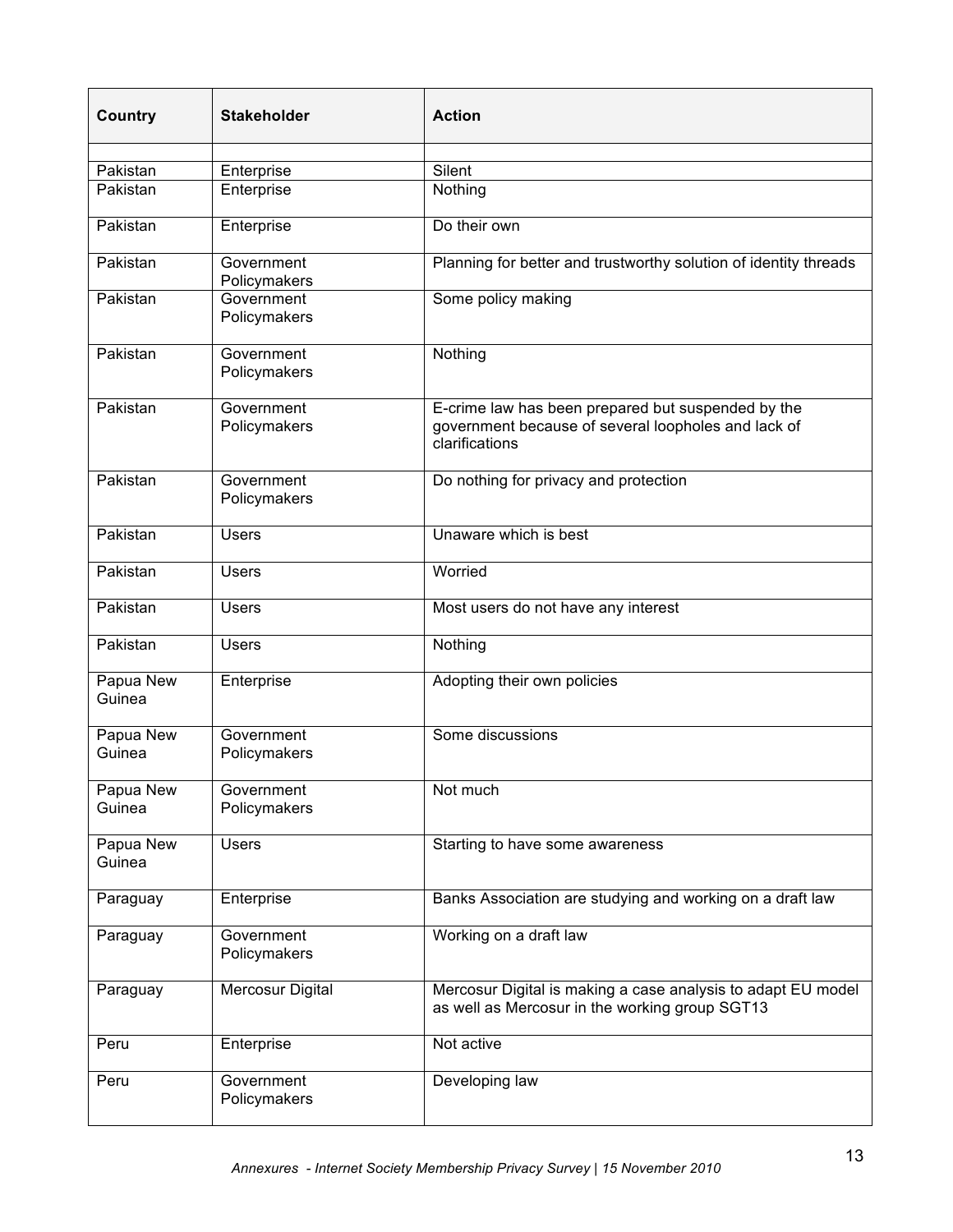| Country | Stakeholder | Action |
|---|---|---|
| | | |
| Pakistan | Enterprise | Silent |
| Pakistan | Enterprise | Nothing |
| Pakistan | Enterprise | Do their own |
| Pakistan | Government Policymakers | Planning for better and trustworthy solution of identity threads |
| Pakistan | Government Policymakers | Some policy making |
| Pakistan | Government Policymakers | Nothing |
| Pakistan | Government Policymakers | E-crime law has been prepared but suspended by the government because of several loopholes and lack of clarifications |
| Pakistan | Government Policymakers | Do nothing for privacy and protection |
| Pakistan | Users | Unaware which is best |
| Pakistan | Users | Worried |
| Pakistan | Users | Most users do not have any interest |
| Pakistan | Users | Nothing |
| Papua New Guinea | Enterprise | Adopting their own policies |
| Papua New Guinea | Government Policymakers | Some discussions |
| Papua New Guinea | Government Policymakers | Not much |
| Papua New Guinea | Users | Starting to have some awareness |
| Paraguay | Enterprise | Banks Association are studying and working on a draft law |
| Paraguay | Government Policymakers | Working on a draft law |
| Paraguay | Mercosur Digital | Mercosur Digital is making a case analysis to adapt EU model as well as Mercosur in the working group SGT13 |
| Peru | Enterprise | Not active |
| Peru | Government Policymakers | Developing law |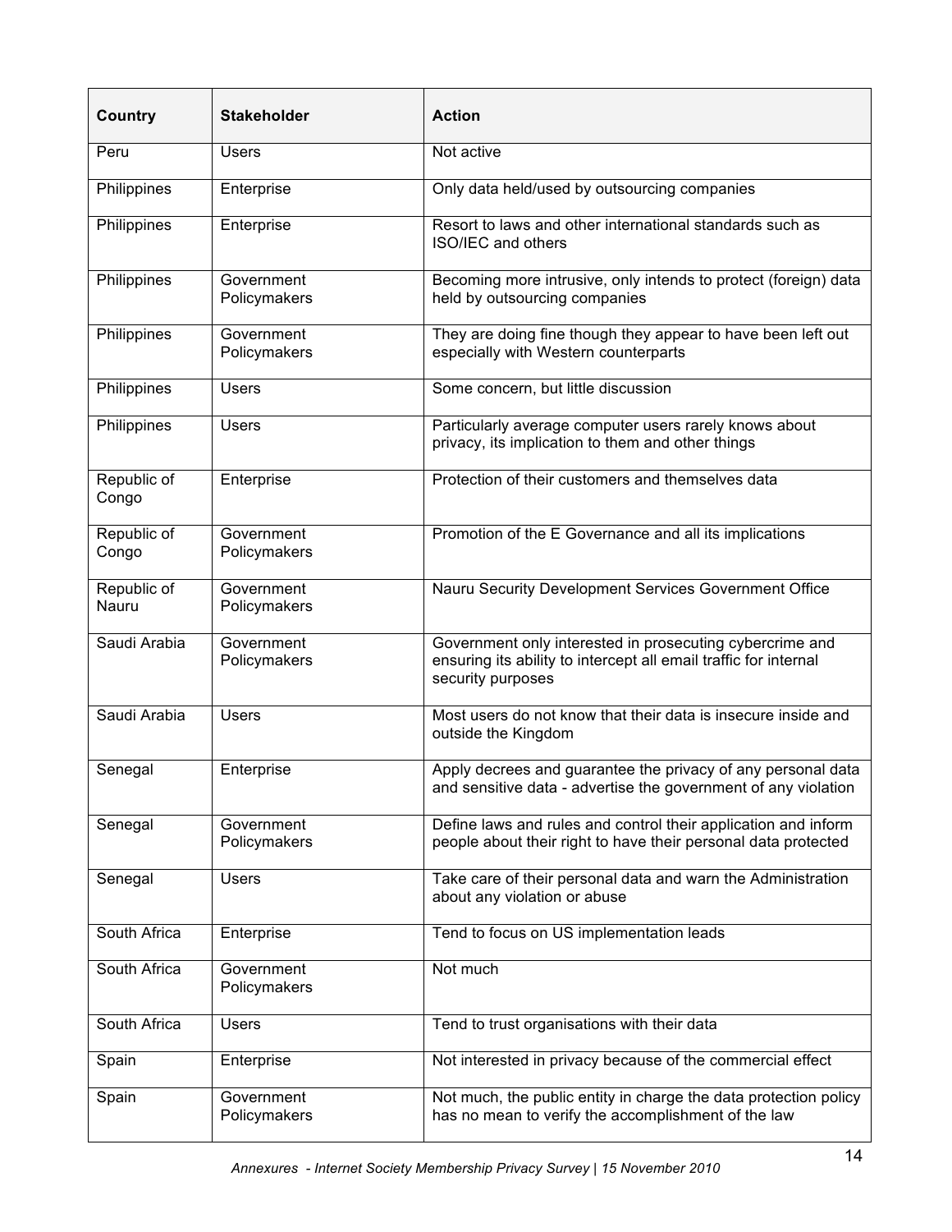| Country | Stakeholder | Action |
|---|---|---|
| Peru | Users | Not active |
| Philippines | Enterprise | Only data held/used by outsourcing companies |
| Philippines | Enterprise | Resort to laws and other international standards such as ISO/IEC and others |
| Philippines | Government Policymakers | Becoming more intrusive, only intends to protect (foreign) data held by outsourcing companies |
| Philippines | Government Policymakers | They are doing fine though they appear to have been left out especially with Western counterparts |
| Philippines | Users | Some concern, but little discussion |
| Philippines | Users | Particularly average computer users rarely knows about privacy, its implication to them and other things |
| Republic of Congo | Enterprise | Protection of their customers and themselves data |
| Republic of Congo | Government Policymakers | Promotion of the E Governance and all its implications |
| Republic of Nauru | Government Policymakers | Nauru Security Development Services Government Office |
| Saudi Arabia | Government Policymakers | Government only interested in prosecuting cybercrime and ensuring its ability to intercept all email traffic for internal security purposes |
| Saudi Arabia | Users | Most users do not know that their data is insecure inside and outside the Kingdom |
| Senegal | Enterprise | Apply decrees and guarantee the privacy of any personal data and sensitive data - advertise the government of any violation |
| Senegal | Government Policymakers | Define laws and rules and control their application and inform people about their right to have their personal data protected |
| Senegal | Users | Take care of their personal data and warn the Administration about any violation or abuse |
| South Africa | Enterprise | Tend to focus on US implementation leads |
| South Africa | Government Policymakers | Not much |
| South Africa | Users | Tend to trust organisations with their data |
| Spain | Enterprise | Not interested in privacy because of the commercial effect |
| Spain | Government Policymakers | Not much, the public entity in charge the data protection policy has no mean to verify the accomplishment of the law |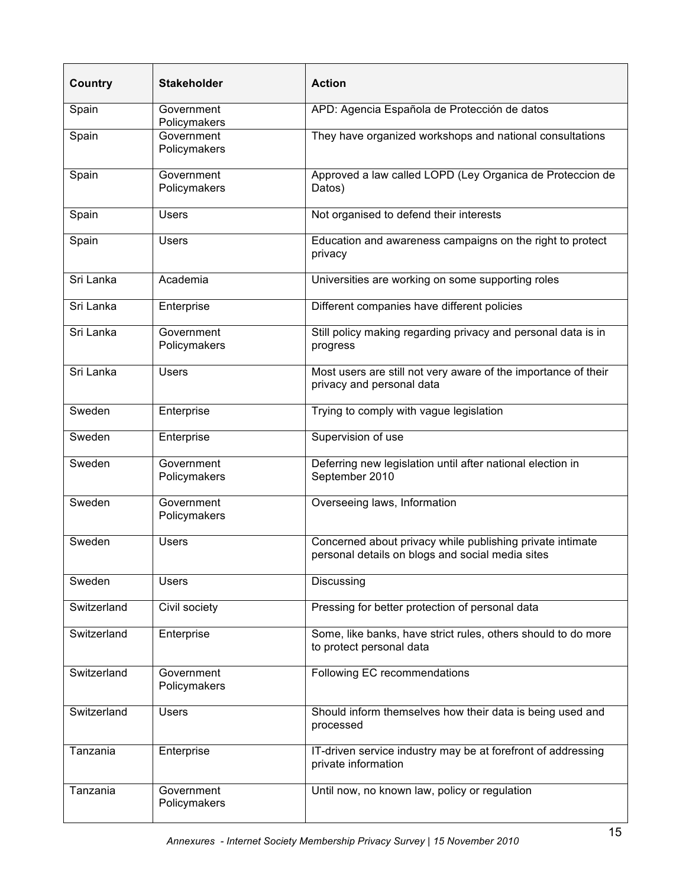| Country | Stakeholder | Action |
| --- | --- | --- |
| Spain | Government Policymakers | APD: Agencia Española de Protección de datos |
| Spain | Government Policymakers | They have organized workshops and national consultations |
| Spain | Government Policymakers | Approved a law called LOPD (Ley Organica de Proteccion de Datos) |
| Spain | Users | Not organised to defend their interests |
| Spain | Users | Education and awareness campaigns on the right to protect privacy |
| Sri Lanka | Academia | Universities are working on some supporting roles |
| Sri Lanka | Enterprise | Different companies have different policies |
| Sri Lanka | Government Policymakers | Still policy making regarding privacy and personal data is in progress |
| Sri Lanka | Users | Most users are still not very aware of the importance of their privacy and personal data |
| Sweden | Enterprise | Trying to comply with vague legislation |
| Sweden | Enterprise | Supervision of use |
| Sweden | Government Policymakers | Deferring new legislation until after national election in September 2010 |
| Sweden | Government Policymakers | Overseeing laws, Information |
| Sweden | Users | Concerned about privacy while publishing private intimate personal details on blogs and social media sites |
| Sweden | Users | Discussing |
| Switzerland | Civil society | Pressing for better protection of personal data |
| Switzerland | Enterprise | Some, like banks, have strict rules, others should to do more to protect personal data |
| Switzerland | Government Policymakers | Following EC recommendations |
| Switzerland | Users | Should inform themselves how their data is being used and processed |
| Tanzania | Enterprise | IT-driven service industry may be at forefront of addressing private information |
| Tanzania | Government Policymakers | Until now, no known law, policy or regulation |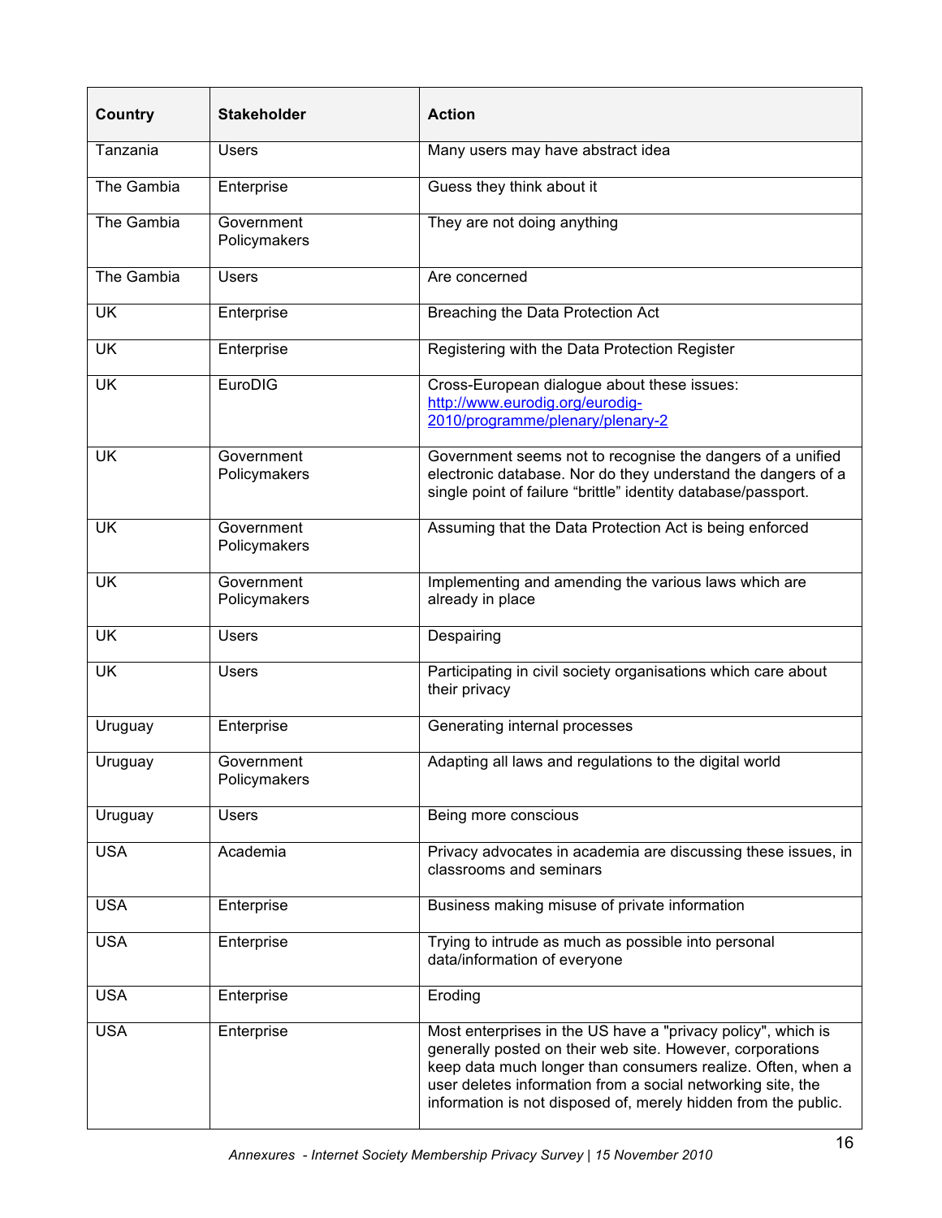| Country | Stakeholder | Action |
| --- | --- | --- |
| Tanzania | Users | Many users may have abstract idea |
| The Gambia | Enterprise | Guess they think about it |
| The Gambia | Government Policymakers | They are not doing anything |
| The Gambia | Users | Are concerned |
| UK | Enterprise | Breaching the Data Protection Act |
| UK | Enterprise | Registering with the Data Protection Register |
| UK | EuroDIG | Cross-European dialogue about these issues: http://www.eurodig.org/eurodig-2010/programme/plenary/plenary-2 |
| UK | Government Policymakers | Government seems not to recognise the dangers of a unified electronic database. Nor do they understand the dangers of a single point of failure “brittle” identity database/passport. |
| UK | Government Policymakers | Assuming that the Data Protection Act is being enforced |
| UK | Government Policymakers | Implementing and amending the various laws which are already in place |
| UK | Users | Despairing |
| UK | Users | Participating in civil society organisations which care about their privacy |
| Uruguay | Enterprise | Generating internal processes |
| Uruguay | Government Policymakers | Adapting all laws and regulations to the digital world |
| Uruguay | Users | Being more conscious |
| USA | Academia | Privacy advocates in academia are discussing these issues, in classrooms and seminars |
| USA | Enterprise | Business making misuse of private information |
| USA | Enterprise | Trying to intrude as much as possible into personal data/information of everyone |
| USA | Enterprise | Eroding |
| USA | Enterprise | Most enterprises in the US have a "privacy policy", which is generally posted on their web site. However, corporations keep data much longer than consumers realize. Often, when a user deletes information from a social networking site, the information is not disposed of, merely hidden from the public. |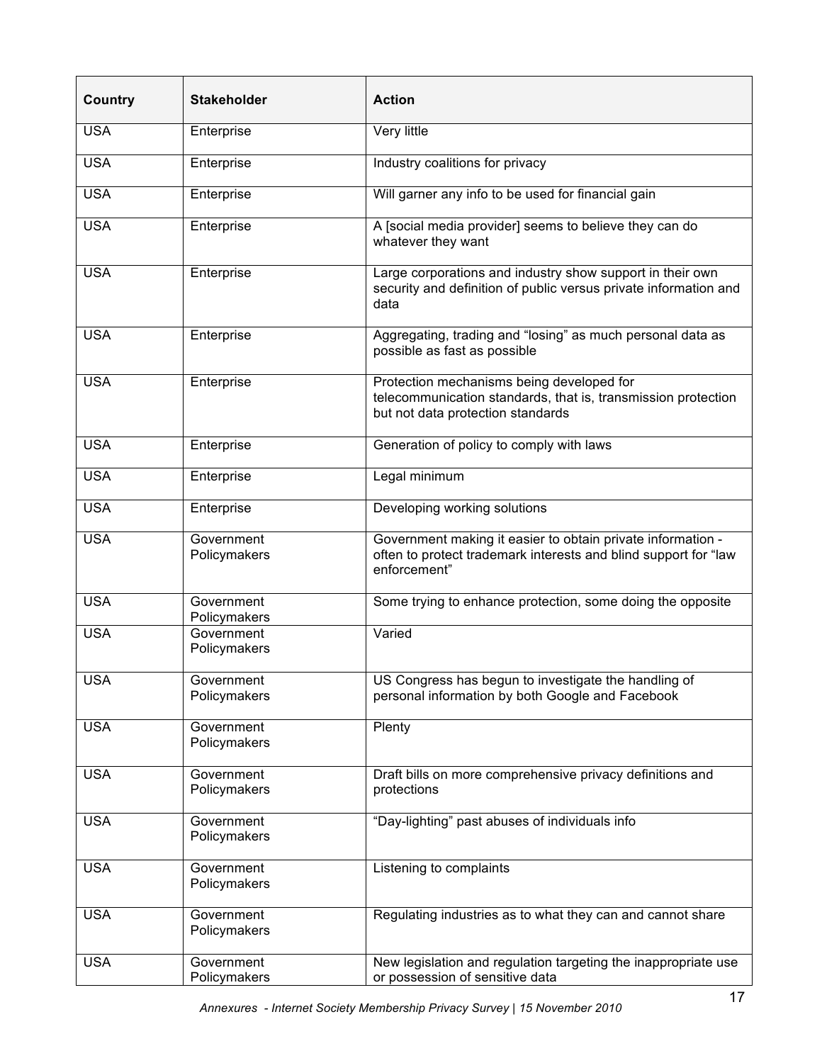| Country | Stakeholder | Action |
|---|---|---|
| USA | Enterprise | Very little |
| USA | Enterprise | Industry coalitions for privacy |
| USA | Enterprise | Will garner any info to be used for financial gain |
| USA | Enterprise | A [social media provider] seems to believe they can do whatever they want |
| USA | Enterprise | Large corporations and industry show support in their own security and definition of public versus private information and data |
| USA | Enterprise | Aggregating, trading and “losing” as much personal data as possible as fast as possible |
| USA | Enterprise | Protection mechanisms being developed for telecommunication standards, that is, transmission protection but not data protection standards |
| USA | Enterprise | Generation of policy to comply with laws |
| USA | Enterprise | Legal minimum |
| USA | Enterprise | Developing working solutions |
| USA | Government Policymakers | Government making it easier to obtain private information - often to protect trademark interests and blind support for “law enforcement” |
| USA | Government Policymakers | Some trying to enhance protection, some doing the opposite |
| USA | Government Policymakers | Varied |
| USA | Government Policymakers | US Congress has begun to investigate the handling of personal information by both Google and Facebook |
| USA | Government Policymakers | Plenty |
| USA | Government Policymakers | Draft bills on more comprehensive privacy definitions and protections |
| USA | Government Policymakers | “Day-lighting” past abuses of individuals info |
| USA | Government Policymakers | Listening to complaints |
| USA | Government Policymakers | Regulating industries as to what they can and cannot share |
| USA | Government Policymakers | New legislation and regulation targeting the inappropriate use or possession of sensitive data |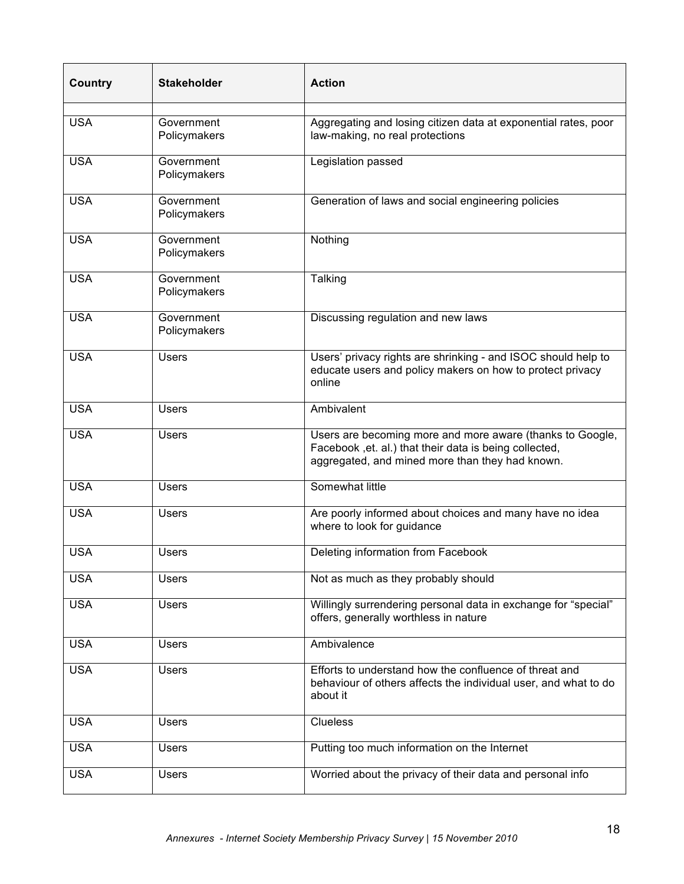| Country | Stakeholder | Action |
|---|---|---|
| | | |
| USA | Government Policymakers | Aggregating and losing citizen data at exponential rates, poor law-making, no real protections |
| USA | Government Policymakers | Legislation passed |
| USA | Government Policymakers | Generation of laws and social engineering policies |
| USA | Government Policymakers | Nothing |
| USA | Government Policymakers | Talking |
| USA | Government Policymakers | Discussing regulation and new laws |
| USA | Users | Users' privacy rights are shrinking - and ISOC should help to educate users and policy makers on how to protect privacy online |
| USA | Users | Ambivalent |
| USA | Users | Users are becoming more and more aware (thanks to Google, Facebook ,et. al.) that their data is being collected, aggregated, and mined more than they had known. |
| USA | Users | Somewhat little |
| USA | Users | Are poorly informed about choices and many have no idea where to look for guidance |
| USA | Users | Deleting information from Facebook |
| USA | Users | Not as much as they probably should |
| USA | Users | Willingly surrendering personal data in exchange for "special" offers, generally worthless in nature |
| USA | Users | Ambivalence |
| USA | Users | Efforts to understand how the confluence of threat and behaviour of others affects the individual user, and what to do about it |
| USA | Users | Clueless |
| USA | Users | Putting too much information on the Internet |
| USA | Users | Worried about the privacy of their data and personal info |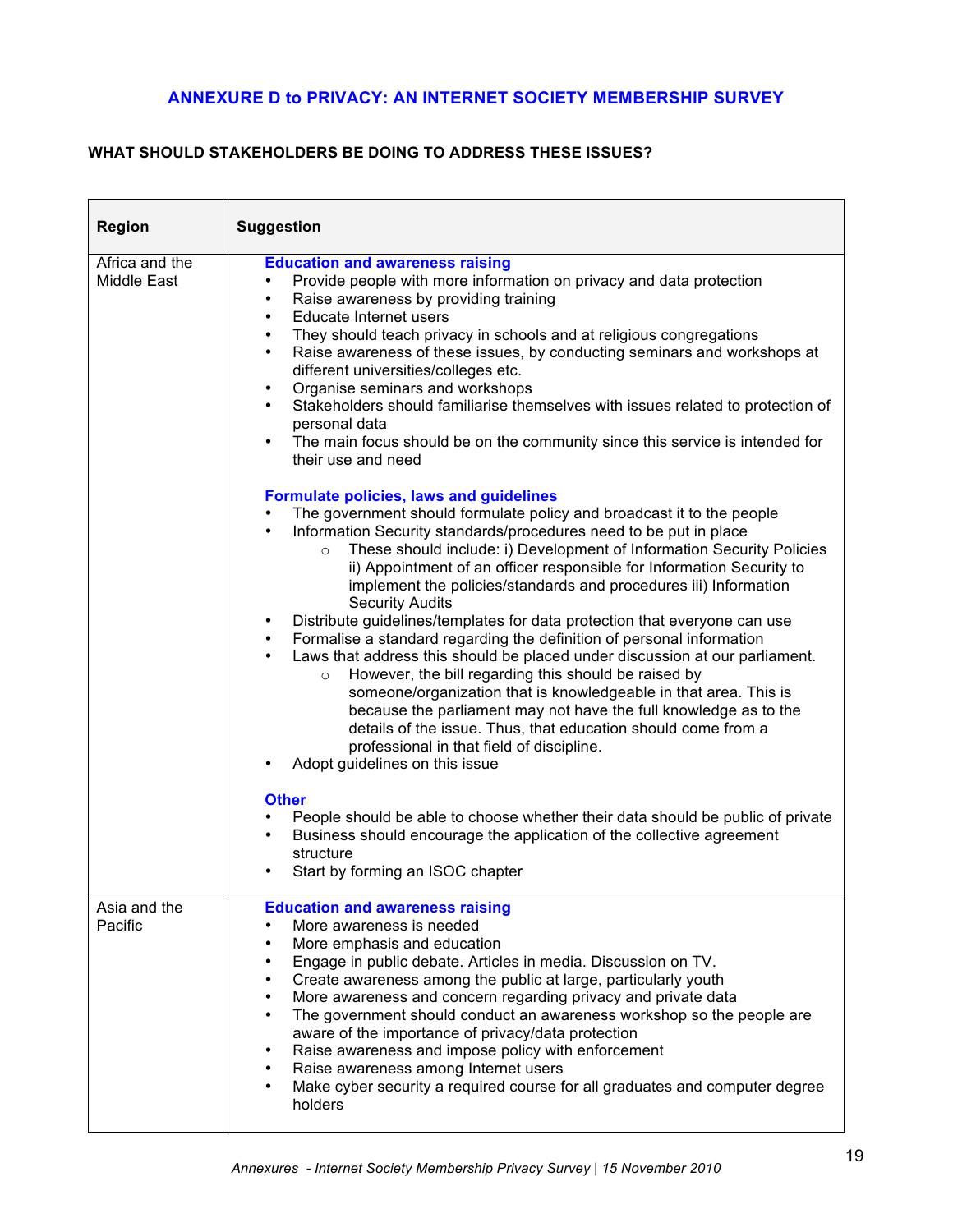## ANNEXURE D to PRIVACY: AN INTERNET SOCIETY MEMBERSHIP SURVEY

**WHAT SHOULD STAKEHOLDERS BE DOING TO ADDRESS THESE ISSUES?**

| Region | Suggestion |
|---|---|
| Africa and the Middle East | **Education and awareness raising**<br>• Provide people with more information on privacy and data protection<br>• Raise awareness by providing training<br>• Educate Internet users<br>• They should teach privacy in schools and at religious congregations<br>• Raise awareness of these issues, by conducting seminars and workshops at different universities/colleges etc.<br>• Organise seminars and workshops<br>• Stakeholders should familiarise themselves with issues related to protection of personal data<br>• The main focus should be on the community since this service is intended for their use and need<br><br>**Formulate policies, laws and guidelines**<br>• The government should formulate policy and broadcast it to the people<br>• Information Security standards/procedures need to be put in place<br>&nbsp;&nbsp;&nbsp;&nbsp;○ These should include: i) Development of Information Security Policies ii) Appointment of an officer responsible for Information Security to implement the policies/standards and procedures iii) Information Security Audits<br>• Distribute guidelines/templates for data protection that everyone can use<br>• Formalise a standard regarding the definition of personal information<br>• Laws that address this should be placed under discussion at our parliament.<br>&nbsp;&nbsp;&nbsp;&nbsp;○ However, the bill regarding this should be raised by someone/organization that is knowledgeable in that area. This is because the parliament may not have the full knowledge as to the details of the issue. Thus, that education should come from a professional in that field of discipline.<br>• Adopt guidelines on this issue<br><br>**Other**<br>• People should be able to choose whether their data should be public of private<br>• Business should encourage the application of the collective agreement structure<br>• Start by forming an ISOC chapter |
| Asia and the Pacific | **Education and awareness raising**<br>• More awareness is needed<br>• More emphasis and education<br>• Engage in public debate. Articles in media. Discussion on TV.<br>• Create awareness among the public at large, particularly youth<br>• More awareness and concern regarding privacy and private data<br>• The government should conduct an awareness workshop so the people are aware of the importance of privacy/data protection<br>• Raise awareness and impose policy with enforcement<br>• Raise awareness among Internet users<br>• Make cyber security a required course for all graduates and computer degree holders |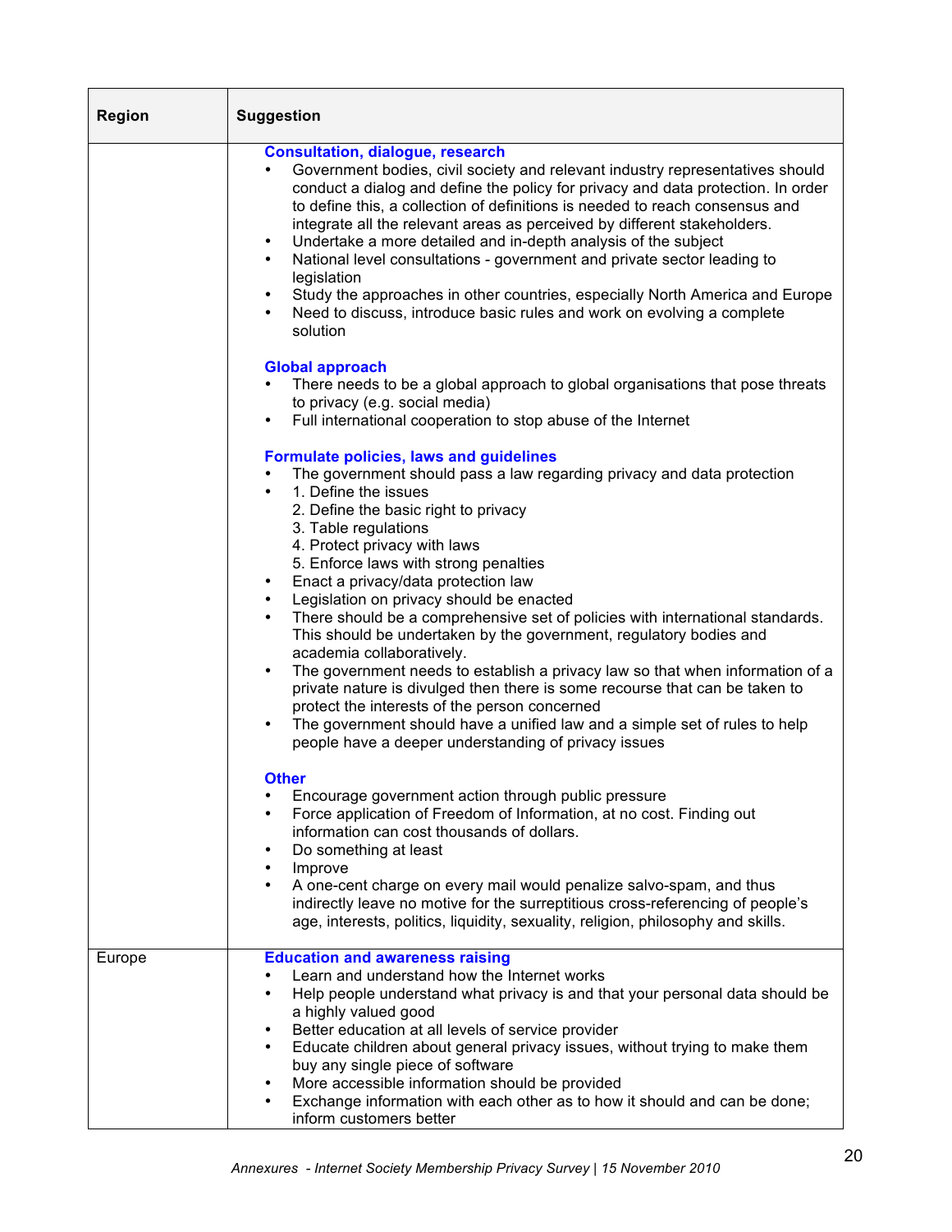| Region | Suggestion |
| --- | --- |
| | **Consultation, dialogue, research**<br>• Government bodies, civil society and relevant industry representatives should conduct a dialog and define the policy for privacy and data protection. In order to define this, a collection of definitions is needed to reach consensus and integrate all the relevant areas as perceived by different stakeholders.<br>• Undertake a more detailed and in-depth analysis of the subject<br>• National level consultations - government and private sector leading to legislation<br>• Study the approaches in other countries, especially North America and Europe<br>• Need to discuss, introduce basic rules and work on evolving a complete solution<br><br>**Global approach**<br>• There needs to be a global approach to global organisations that pose threats to privacy (e.g. social media)<br>• Full international cooperation to stop abuse of the Internet<br><br>**Formulate policies, laws and guidelines**<br>• The government should pass a law regarding privacy and data protection<br>• 1. Define the issues<br>2. Define the basic right to privacy<br>3. Table regulations<br>4. Protect privacy with laws<br>5. Enforce laws with strong penalties<br>• Enact a privacy/data protection law<br>• Legislation on privacy should be enacted<br>• There should be a comprehensive set of policies with international standards. This should be undertaken by the government, regulatory bodies and academia collaboratively.<br>• The government needs to establish a privacy law so that when information of a private nature is divulged then there is some recourse that can be taken to protect the interests of the person concerned<br>• The government should have a unified law and a simple set of rules to help people have a deeper understanding of privacy issues<br><br>**Other**<br>• Encourage government action through public pressure<br>• Force application of Freedom of Information, at no cost. Finding out information can cost thousands of dollars.<br>• Do something at least<br>• Improve<br>• A one-cent charge on every mail would penalize salvo-spam, and thus indirectly leave no motive for the surreptitious cross-referencing of people's age, interests, politics, liquidity, sexuality, religion, philosophy and skills. |
| Europe | **Education and awareness raising**<br>• Learn and understand how the Internet works<br>• Help people understand what privacy is and that your personal data should be a highly valued good<br>• Better education at all levels of service provider<br>• Educate children about general privacy issues, without trying to make them buy any single piece of software<br>• More accessible information should be provided<br>• Exchange information with each other as to how it should and can be done; inform customers better |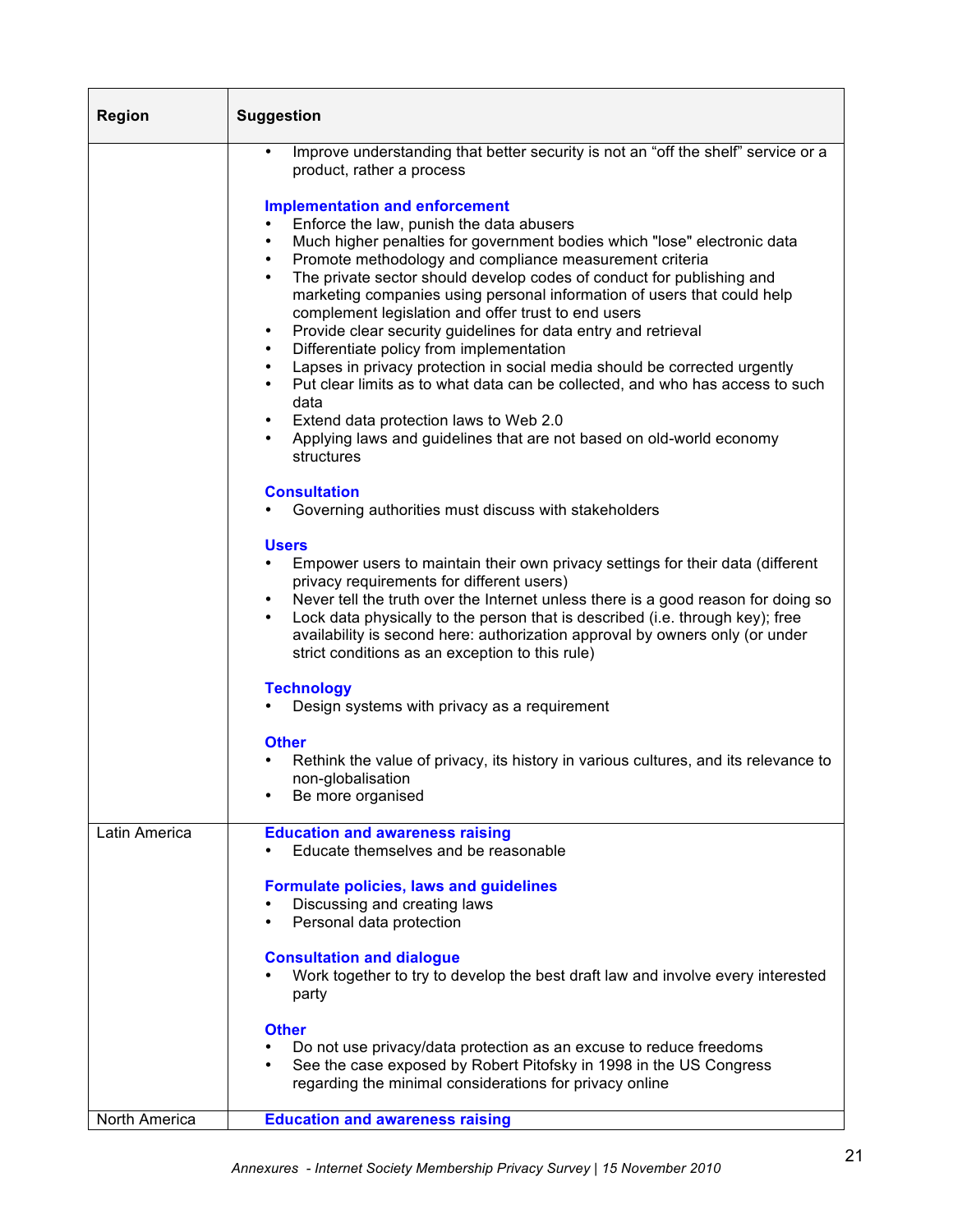| Region | Suggestion |
|---|---|
| | • Improve understanding that better security is not an "off the shelf" service or a product, rather a process<br><br>**Implementation and enforcement**<br>• Enforce the law, punish the data abusers<br>• Much higher penalties for government bodies which "lose" electronic data<br>• Promote methodology and compliance measurement criteria<br>• The private sector should develop codes of conduct for publishing and marketing companies using personal information of users that could help complement legislation and offer trust to end users<br>• Provide clear security guidelines for data entry and retrieval<br>• Differentiate policy from implementation<br>• Lapses in privacy protection in social media should be corrected urgently<br>• Put clear limits as to what data can be collected, and who has access to such data<br>• Extend data protection laws to Web 2.0<br>• Applying laws and guidelines that are not based on old-world economy structures<br><br>**Consultation**<br>• Governing authorities must discuss with stakeholders<br><br>**Users**<br>• Empower users to maintain their own privacy settings for their data (different privacy requirements for different users)<br>• Never tell the truth over the Internet unless there is a good reason for doing so<br>• Lock data physically to the person that is described (i.e. through key); free availability is second here: authorization approval by owners only (or under strict conditions as an exception to this rule)<br><br>**Technology**<br>• Design systems with privacy as a requirement<br><br>**Other**<br>• Rethink the value of privacy, its history in various cultures, and its relevance to non-globalisation<br>• Be more organised |
| Latin America | **Education and awareness raising**<br>• Educate themselves and be reasonable<br><br>**Formulate policies, laws and guidelines**<br>• Discussing and creating laws<br>• Personal data protection<br><br>**Consultation and dialogue**<br>• Work together to try to develop the best draft law and involve every interested party<br><br>**Other**<br>• Do not use privacy/data protection as an excuse to reduce freedoms<br>• See the case exposed by Robert Pitofsky in 1998 in the US Congress regarding the minimal considerations for privacy online |
| North America | **Education and awareness raising** |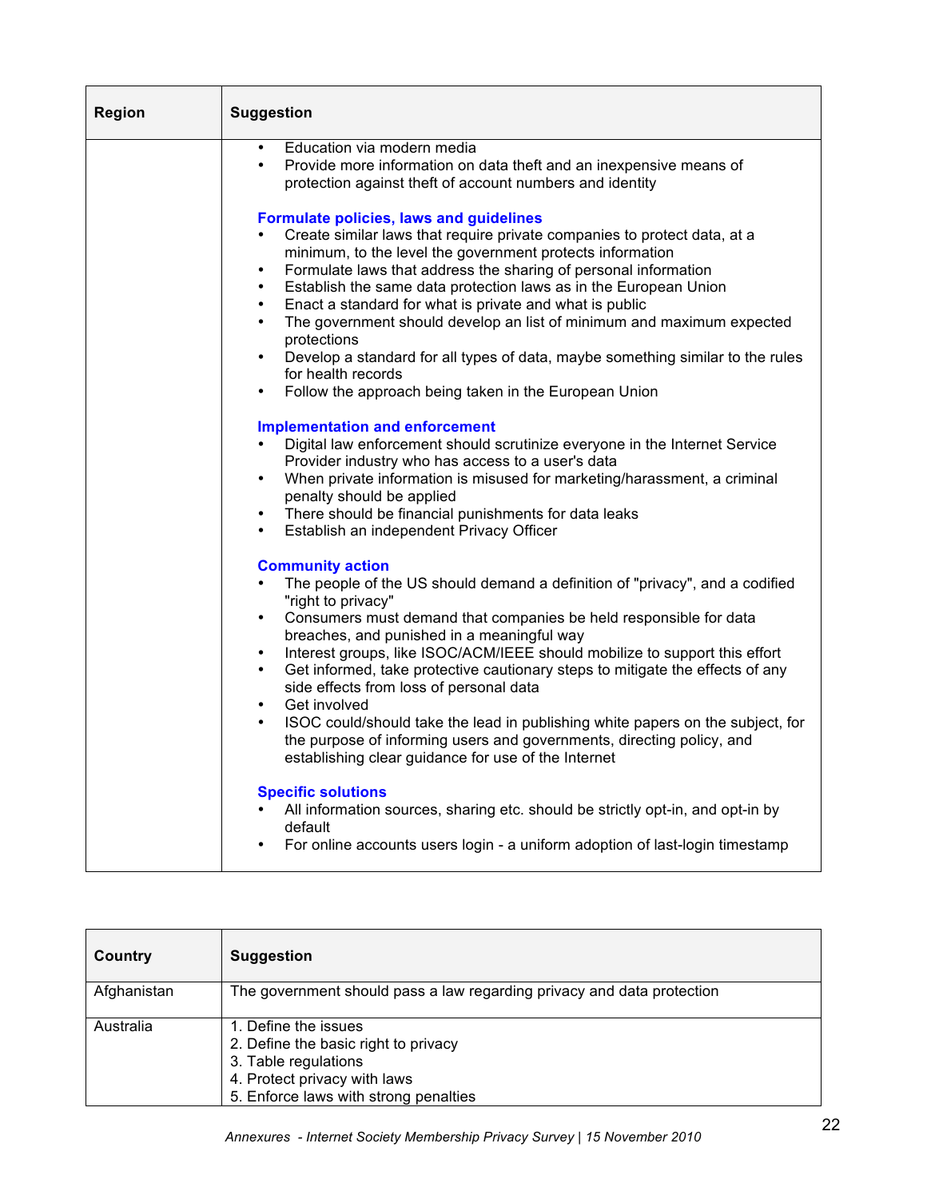| Region | Suggestion |
| --- | --- |
| | • Education via modern media<br>• Provide more information on data theft and an inexpensive means of protection against theft of account numbers and identity<br><br>**Formulate policies, laws and guidelines**<br>• Create similar laws that require private companies to protect data, at a minimum, to the level the government protects information<br>• Formulate laws that address the sharing of personal information<br>• Establish the same data protection laws as in the European Union<br>• Enact a standard for what is private and what is public<br>• The government should develop an list of minimum and maximum expected protections<br>• Develop a standard for all types of data, maybe something similar to the rules for health records<br>• Follow the approach being taken in the European Union<br><br>**Implementation and enforcement**<br>• Digital law enforcement should scrutinize everyone in the Internet Service Provider industry who has access to a user's data<br>• When private information is misused for marketing/harassment, a criminal penalty should be applied<br>• There should be financial punishments for data leaks<br>• Establish an independent Privacy Officer<br><br>**Community action**<br>• The people of the US should demand a definition of "privacy", and a codified "right to privacy"<br>• Consumers must demand that companies be held responsible for data breaches, and punished in a meaningful way<br>• Interest groups, like ISOC/ACM/IEEE should mobilize to support this effort<br>• Get informed, take protective cautionary steps to mitigate the effects of any side effects from loss of personal data<br>• Get involved<br>• ISOC could/should take the lead in publishing white papers on the subject, for the purpose of informing users and governments, directing policy, and establishing clear guidance for use of the Internet<br><br>**Specific solutions**<br>• All information sources, sharing etc. should be strictly opt-in, and opt-in by default<br>• For online accounts users login - a uniform adoption of last-login timestamp |

| Country | Suggestion |
| --- | --- |
| Afghanistan | The government should pass a law regarding privacy and data protection |
| Australia | 1. Define the issues<br>2. Define the basic right to privacy<br>3. Table regulations<br>4. Protect privacy with laws<br>5. Enforce laws with strong penalties |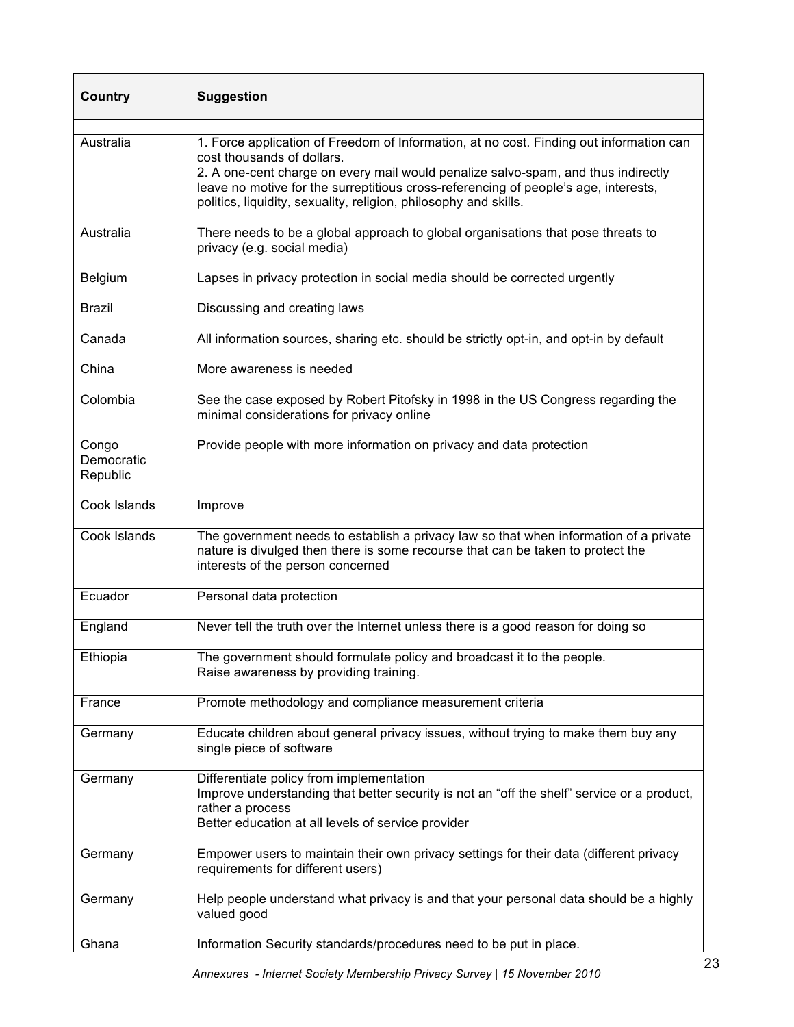| Country | Suggestion |
|---|---|
| | |
| Australia | 1. Force application of Freedom of Information, at no cost. Finding out information can cost thousands of dollars.<br>2. A one-cent charge on every mail would penalize salvo-spam, and thus indirectly leave no motive for the surreptitious cross-referencing of people's age, interests, politics, liquidity, sexuality, religion, philosophy and skills. |
| Australia | There needs to be a global approach to global organisations that pose threats to privacy (e.g. social media) |
| Belgium | Lapses in privacy protection in social media should be corrected urgently |
| Brazil | Discussing and creating laws |
| Canada | All information sources, sharing etc. should be strictly opt-in, and opt-in by default |
| China | More awareness is needed |
| Colombia | See the case exposed by Robert Pitofsky in 1998 in the US Congress regarding the minimal considerations for privacy online |
| Congo Democratic Republic | Provide people with more information on privacy and data protection |
| Cook Islands | Improve |
| Cook Islands | The government needs to establish a privacy law so that when information of a private nature is divulged then there is some recourse that can be taken to protect the interests of the person concerned |
| Ecuador | Personal data protection |
| England | Never tell the truth over the Internet unless there is a good reason for doing so |
| Ethiopia | The government should formulate policy and broadcast it to the people.<br>Raise awareness by providing training. |
| France | Promote methodology and compliance measurement criteria |
| Germany | Educate children about general privacy issues, without trying to make them buy any single piece of software |
| Germany | Differentiate policy from implementation<br>Improve understanding that better security is not an "off the shelf" service or a product, rather a process<br>Better education at all levels of service provider |
| Germany | Empower users to maintain their own privacy settings for their data (different privacy requirements for different users) |
| Germany | Help people understand what privacy is and that your personal data should be a highly valued good |
| Ghana | Information Security standards/procedures need to be put in place. |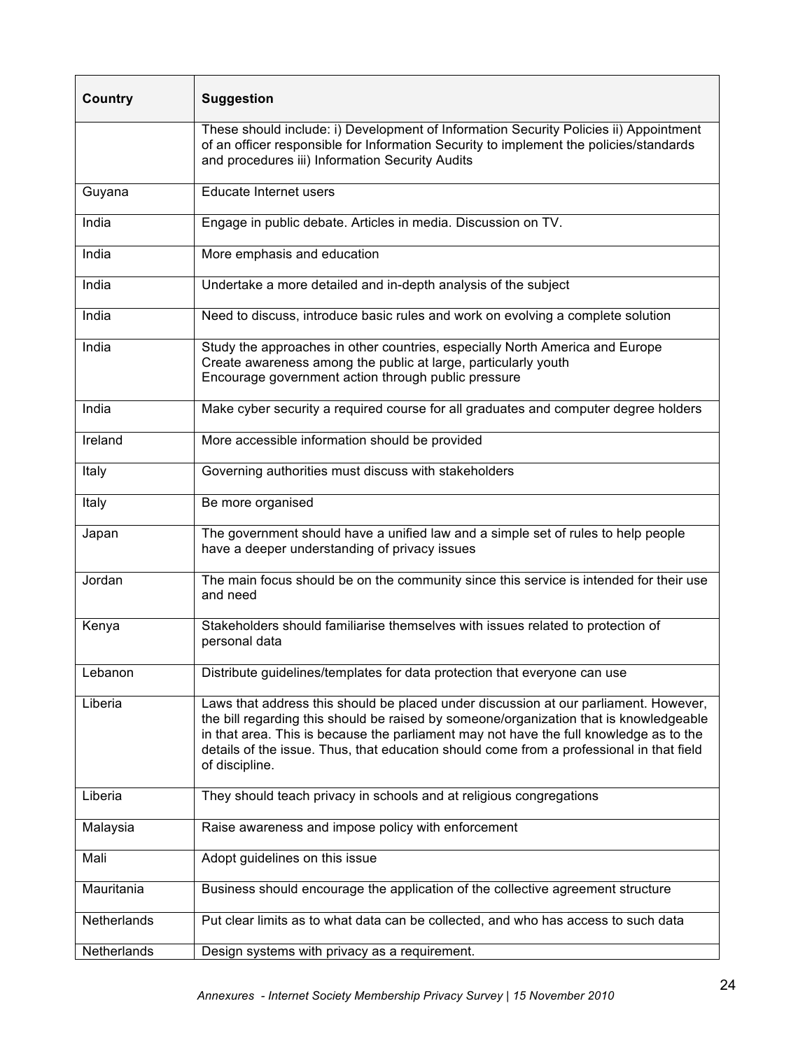| Country | Suggestion |
|---|---|
| | These should include: i) Development of Information Security Policies ii) Appointment of an officer responsible for Information Security to implement the policies/standards and procedures iii) Information Security Audits |
| Guyana | Educate Internet users |
| India | Engage in public debate. Articles in media. Discussion on TV. |
| India | More emphasis and education |
| India | Undertake a more detailed and in-depth analysis of the subject |
| India | Need to discuss, introduce basic rules and work on evolving a complete solution |
| India | Study the approaches in other countries, especially North America and Europe<br>Create awareness among the public at large, particularly youth<br>Encourage government action through public pressure |
| India | Make cyber security a required course for all graduates and computer degree holders |
| Ireland | More accessible information should be provided |
| Italy | Governing authorities must discuss with stakeholders |
| Italy | Be more organised |
| Japan | The government should have a unified law and a simple set of rules to help people have a deeper understanding of privacy issues |
| Jordan | The main focus should be on the community since this service is intended for their use and need |
| Kenya | Stakeholders should familiarise themselves with issues related to protection of personal data |
| Lebanon | Distribute guidelines/templates for data protection that everyone can use |
| Liberia | Laws that address this should be placed under discussion at our parliament. However, the bill regarding this should be raised by someone/organization that is knowledgeable in that area. This is because the parliament may not have the full knowledge as to the details of the issue. Thus, that education should come from a professional in that field of discipline. |
| Liberia | They should teach privacy in schools and at religious congregations |
| Malaysia | Raise awareness and impose policy with enforcement |
| Mali | Adopt guidelines on this issue |
| Mauritania | Business should encourage the application of the collective agreement structure |
| Netherlands | Put clear limits as to what data can be collected, and who has access to such data |
| Netherlands | Design systems with privacy as a requirement. |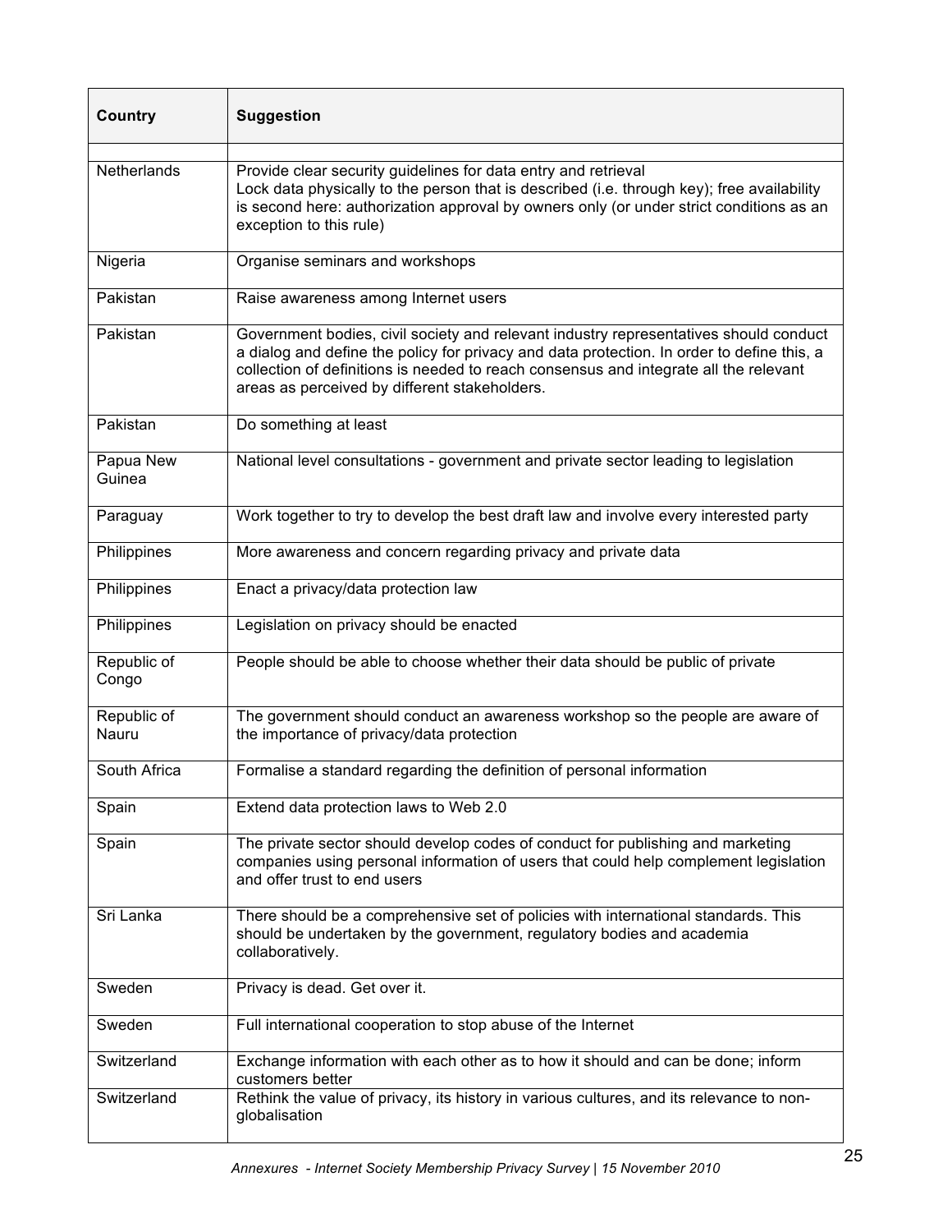| Country | Suggestion |
|---|---|
| | |
| Netherlands | Provide clear security guidelines for data entry and retrieval<br>Lock data physically to the person that is described (i.e. through key); free availability is second here: authorization approval by owners only (or under strict conditions as an exception to this rule) |
| Nigeria | Organise seminars and workshops |
| Pakistan | Raise awareness among Internet users |
| Pakistan | Government bodies, civil society and relevant industry representatives should conduct a dialog and define the policy for privacy and data protection. In order to define this, a collection of definitions is needed to reach consensus and integrate all the relevant areas as perceived by different stakeholders. |
| Pakistan | Do something at least |
| Papua New Guinea | National level consultations - government and private sector leading to legislation |
| Paraguay | Work together to try to develop the best draft law and involve every interested party |
| Philippines | More awareness and concern regarding privacy and private data |
| Philippines | Enact a privacy/data protection law |
| Philippines | Legislation on privacy should be enacted |
| Republic of Congo | People should be able to choose whether their data should be public of private |
| Republic of Nauru | The government should conduct an awareness workshop so the people are aware of the importance of privacy/data protection |
| South Africa | Formalise a standard regarding the definition of personal information |
| Spain | Extend data protection laws to Web 2.0 |
| Spain | The private sector should develop codes of conduct for publishing and marketing companies using personal information of users that could help complement legislation and offer trust to end users |
| Sri Lanka | There should be a comprehensive set of policies with international standards. This should be undertaken by the government, regulatory bodies and academia collaboratively. |
| Sweden | Privacy is dead. Get over it. |
| Sweden | Full international cooperation to stop abuse of the Internet |
| Switzerland | Exchange information with each other as to how it should and can be done; inform customers better |
| Switzerland | Rethink the value of privacy, its history in various cultures, and its relevance to non-globalisation |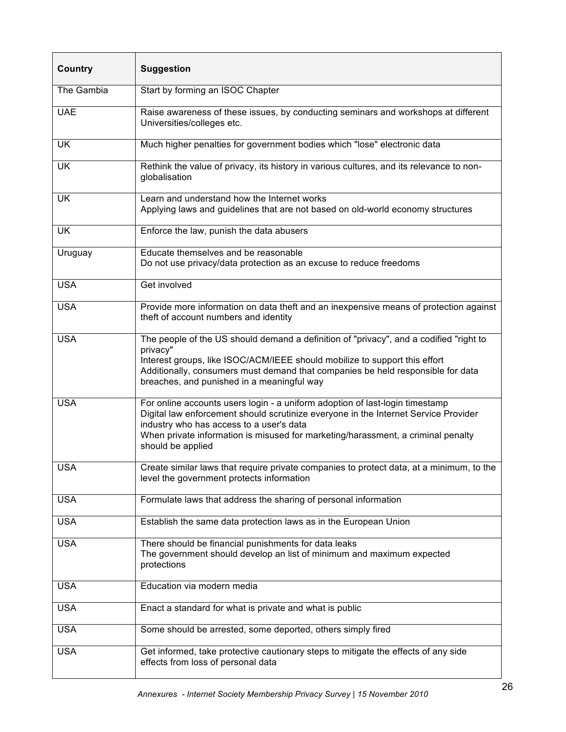| Country | Suggestion |
|---|---|
| The Gambia | Start by forming an ISOC Chapter |
| UAE | Raise awareness of these issues, by conducting seminars and workshops at different Universities/colleges etc. |
| UK | Much higher penalties for government bodies which "lose" electronic data |
| UK | Rethink the value of privacy, its history in various cultures, and its relevance to non-globalisation |
| UK | Learn and understand how the Internet works<br>Applying laws and guidelines that are not based on old-world economy structures |
| UK | Enforce the law, punish the data abusers |
| Uruguay | Educate themselves and be reasonable<br>Do not use privacy/data protection as an excuse to reduce freedoms |
| USA | Get involved |
| USA | Provide more information on data theft and an inexpensive means of protection against theft of account numbers and identity |
| USA | The people of the US should demand a definition of "privacy", and a codified "right to privacy"<br>Interest groups, like ISOC/ACM/IEEE should mobilize to support this effort<br>Additionally, consumers must demand that companies be held responsible for data breaches, and punished in a meaningful way |
| USA | For online accounts users login - a uniform adoption of last-login timestamp<br>Digital law enforcement should scrutinize everyone in the Internet Service Provider industry who has access to a user's data<br>When private information is misused for marketing/harassment, a criminal penalty should be applied |
| USA | Create similar laws that require private companies to protect data, at a minimum, to the level the government protects information |
| USA | Formulate laws that address the sharing of personal information |
| USA | Establish the same data protection laws as in the European Union |
| USA | There should be financial punishments for data leaks<br>The government should develop an list of minimum and maximum expected protections |
| USA | Education via modern media |
| USA | Enact a standard for what is private and what is public |
| USA | Some should be arrested, some deported, others simply fired |
| USA | Get informed, take protective cautionary steps to mitigate the effects of any side effects from loss of personal data |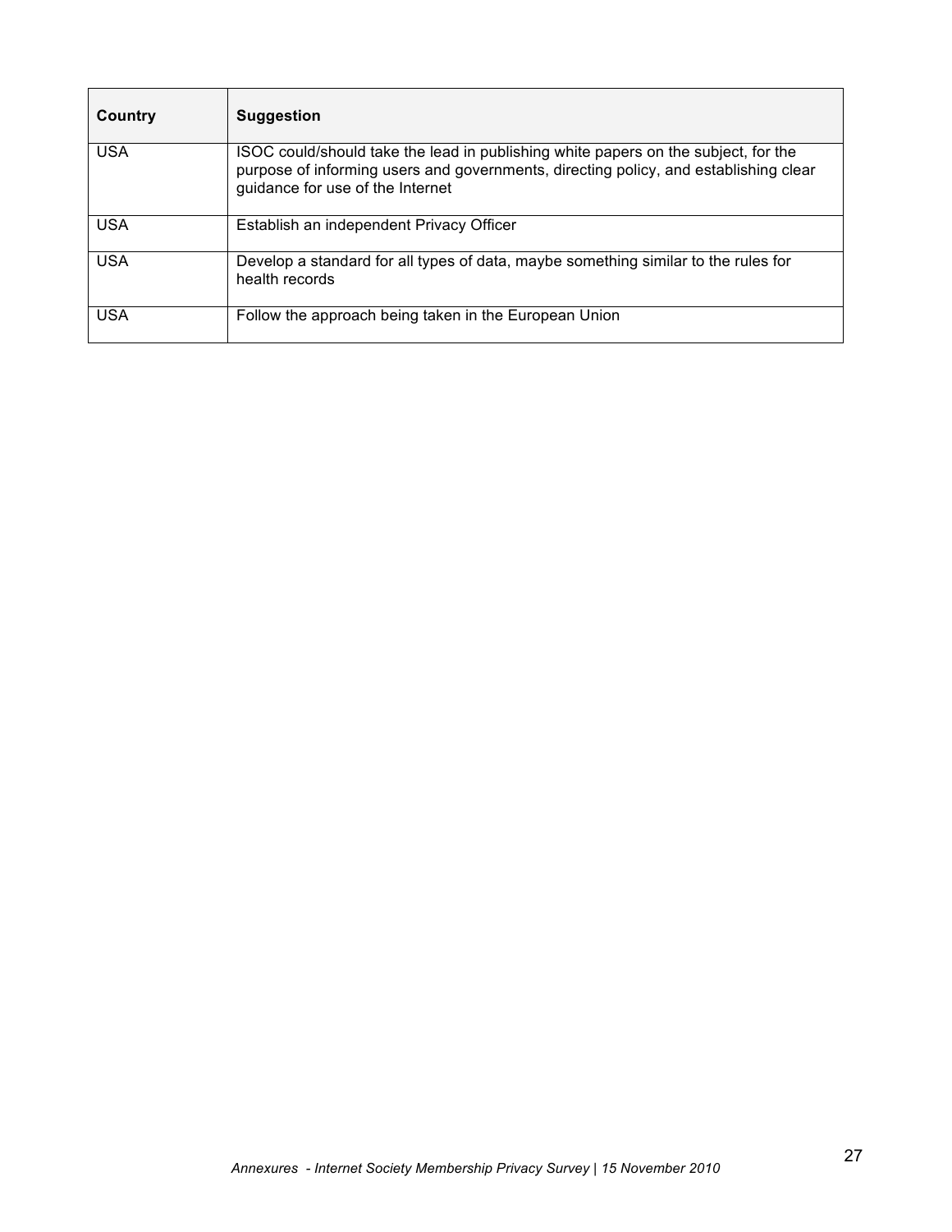| Country | Suggestion |
|---|---|
| USA | ISOC could/should take the lead in publishing white papers on the subject, for the purpose of informing users and governments, directing policy, and establishing clear guidance for use of the Internet |
| USA | Establish an independent Privacy Officer |
| USA | Develop a standard for all types of data, maybe something similar to the rules for health records |
| USA | Follow the approach being taken in the European Union |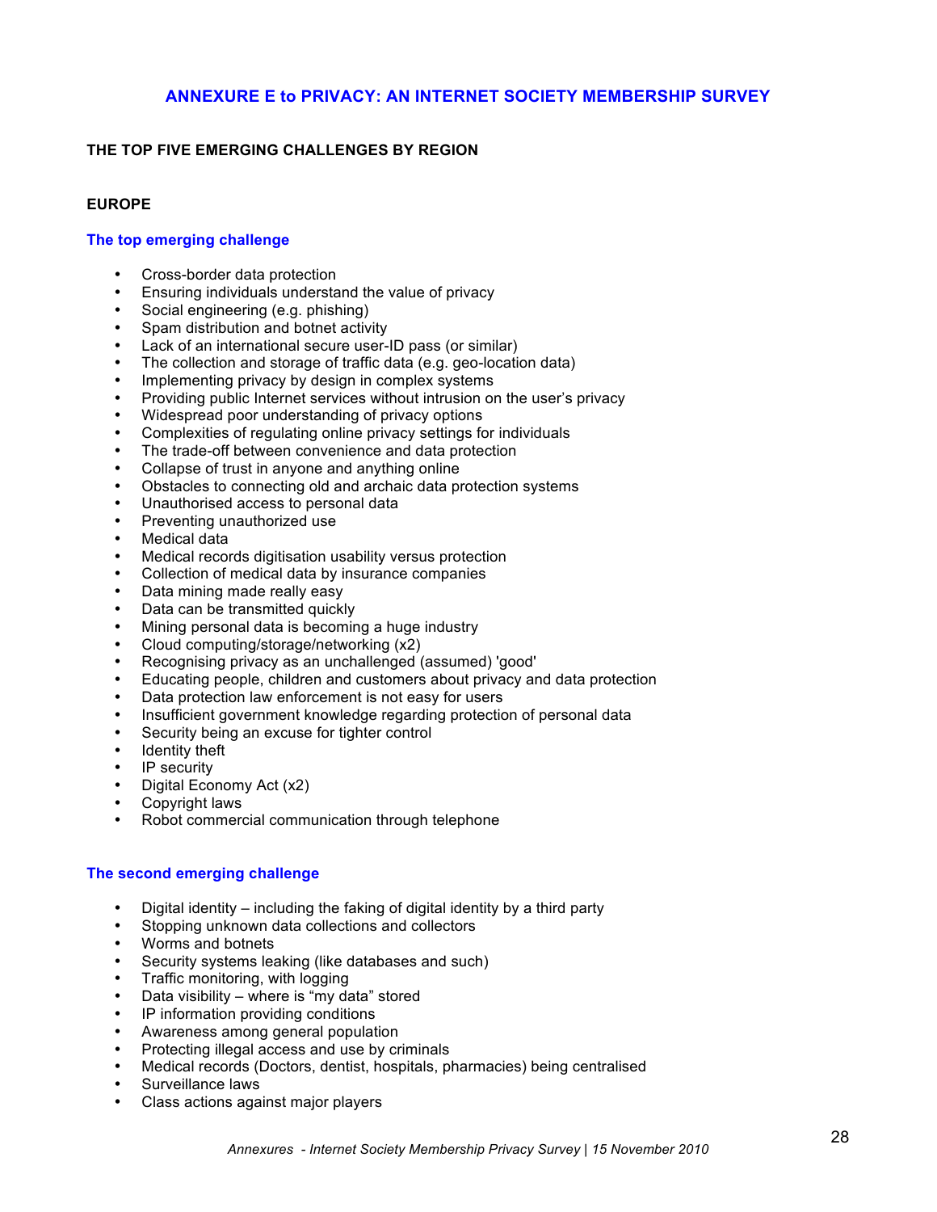## ANNEXURE E to PRIVACY: AN INTERNET SOCIETY MEMBERSHIP SURVEY

### THE TOP FIVE EMERGING CHALLENGES BY REGION

### EUROPE

#### The top emerging challenge

- Cross-border data protection
- Ensuring individuals understand the value of privacy
- Social engineering (e.g. phishing)
- Spam distribution and botnet activity
- Lack of an international secure user-ID pass (or similar)
- The collection and storage of traffic data (e.g. geo-location data)
- Implementing privacy by design in complex systems
- Providing public Internet services without intrusion on the user's privacy
- Widespread poor understanding of privacy options
- Complexities of regulating online privacy settings for individuals
- The trade-off between convenience and data protection
- Collapse of trust in anyone and anything online
- Obstacles to connecting old and archaic data protection systems
- Unauthorised access to personal data
- Preventing unauthorized use
- Medical data
- Medical records digitisation usability versus protection
- Collection of medical data by insurance companies
- Data mining made really easy
- Data can be transmitted quickly
- Mining personal data is becoming a huge industry
- Cloud computing/storage/networking (x2)
- Recognising privacy as an unchallenged (assumed) 'good'
- Educating people, children and customers about privacy and data protection
- Data protection law enforcement is not easy for users
- Insufficient government knowledge regarding protection of personal data
- Security being an excuse for tighter control
- Identity theft
- IP security
- Digital Economy Act (x2)
- Copyright laws
- Robot commercial communication through telephone

#### The second emerging challenge

- Digital identity – including the faking of digital identity by a third party
- Stopping unknown data collections and collectors
- Worms and botnets
- Security systems leaking (like databases and such)
- Traffic monitoring, with logging
- Data visibility – where is "my data" stored
- IP information providing conditions
- Awareness among general population
- Protecting illegal access and use by criminals
- Medical records (Doctors, dentist, hospitals, pharmacies) being centralised
- Surveillance laws
- Class actions against major players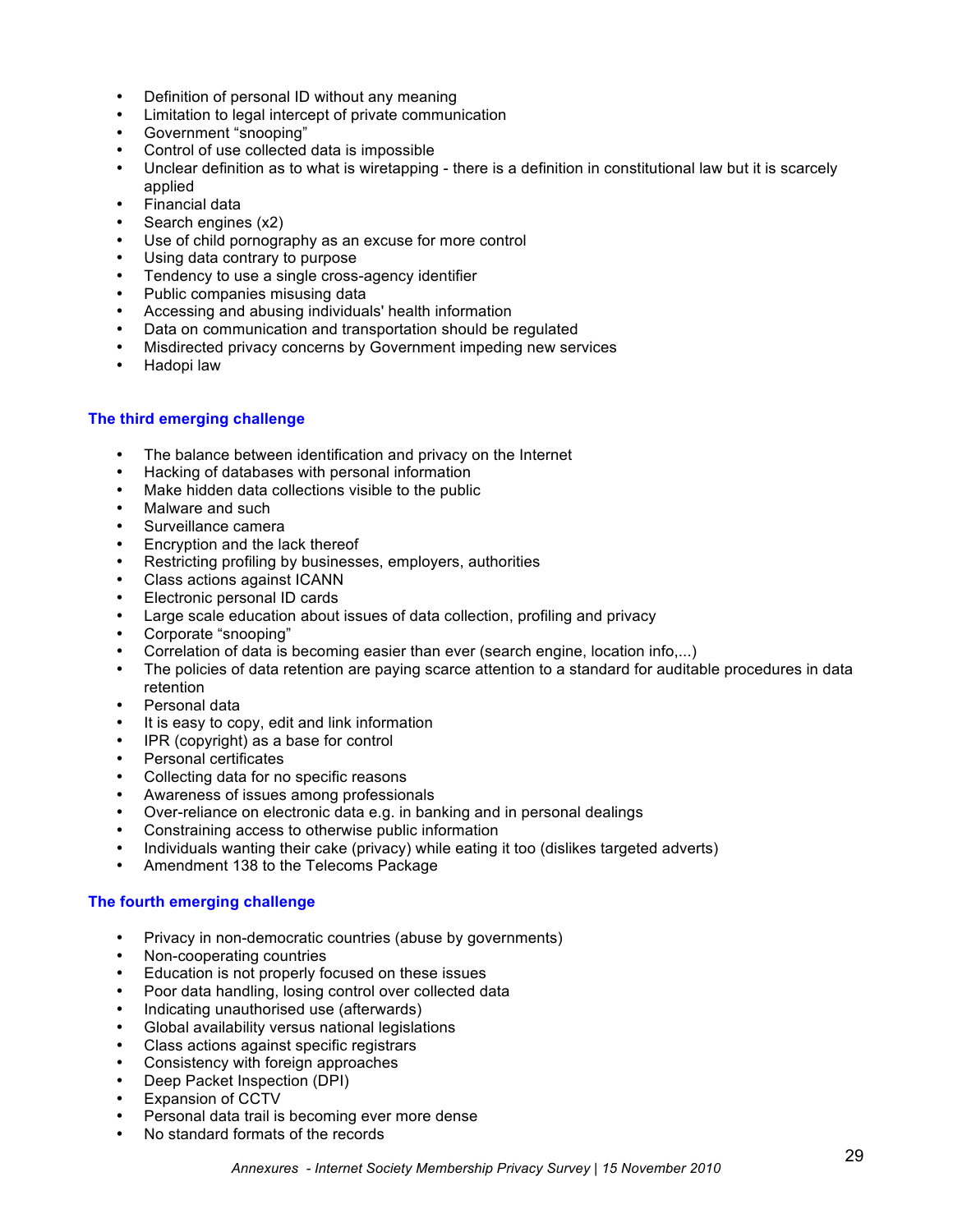- Definition of personal ID without any meaning
- Limitation to legal intercept of private communication
- Government "snooping"
- Control of use collected data is impossible
- Unclear definition as to what is wiretapping - there is a definition in constitutional law but it is scarcely applied
- Financial data
- Search engines (x2)
- Use of child pornography as an excuse for more control
- Using data contrary to purpose
- Tendency to use a single cross-agency identifier
- Public companies misusing data
- Accessing and abusing individuals' health information
- Data on communication and transportation should be regulated
- Misdirected privacy concerns by Government impeding new services
- Hadopi law

### The third emerging challenge

- The balance between identification and privacy on the Internet
- Hacking of databases with personal information
- Make hidden data collections visible to the public
- Malware and such
- Surveillance camera
- Encryption and the lack thereof
- Restricting profiling by businesses, employers, authorities
- Class actions against ICANN
- Electronic personal ID cards
- Large scale education about issues of data collection, profiling and privacy
- Corporate "snooping"
- Correlation of data is becoming easier than ever (search engine, location info,...)
- The policies of data retention are paying scarce attention to a standard for auditable procedures in data retention
- Personal data
- It is easy to copy, edit and link information
- IPR (copyright) as a base for control
- Personal certificates
- Collecting data for no specific reasons
- Awareness of issues among professionals
- Over-reliance on electronic data e.g. in banking and in personal dealings
- Constraining access to otherwise public information
- Individuals wanting their cake (privacy) while eating it too (dislikes targeted adverts)
- Amendment 138 to the Telecoms Package

### The fourth emerging challenge

- Privacy in non-democratic countries (abuse by governments)
- Non-cooperating countries
- Education is not properly focused on these issues
- Poor data handling, losing control over collected data
- Indicating unauthorised use (afterwards)
- Global availability versus national legislations
- Class actions against specific registrars
- Consistency with foreign approaches
- Deep Packet Inspection (DPI)
- Expansion of CCTV
- Personal data trail is becoming ever more dense
- No standard formats of the records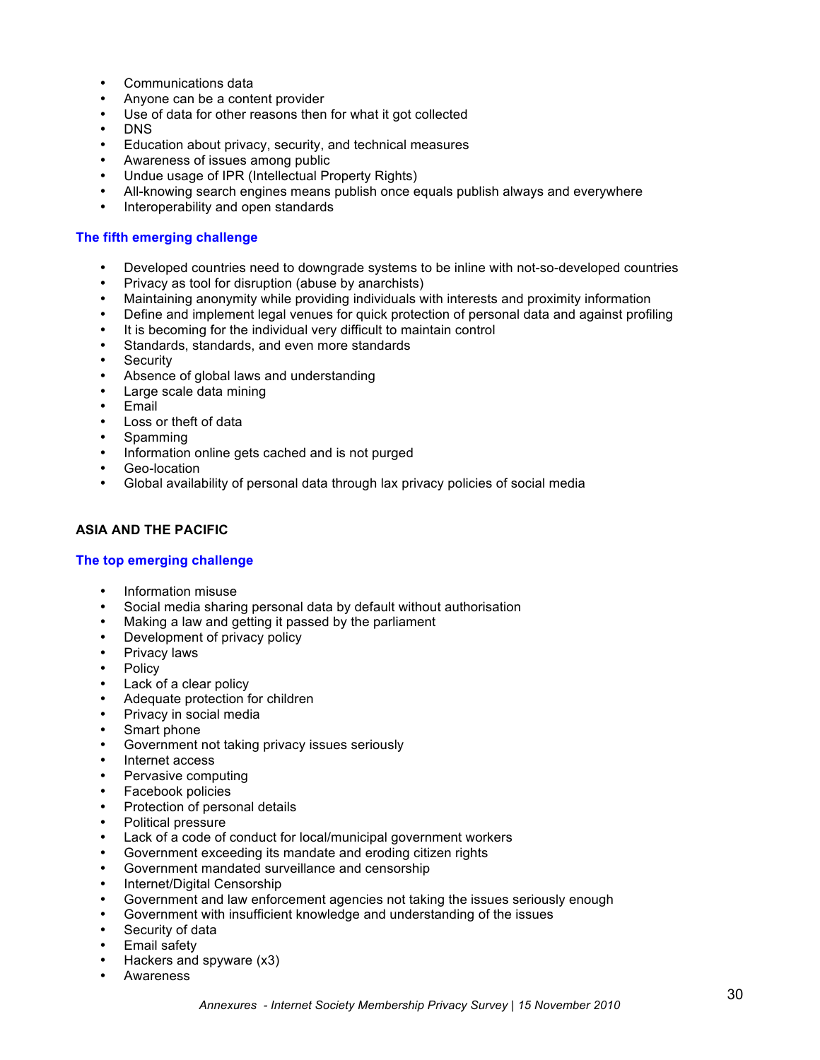- Communications data
- Anyone can be a content provider
- Use of data for other reasons then for what it got collected
- DNS
- Education about privacy, security, and technical measures
- Awareness of issues among public
- Undue usage of IPR (Intellectual Property Rights)
- All-knowing search engines means publish once equals publish always and everywhere
- Interoperability and open standards

### The fifth emerging challenge

- Developed countries need to downgrade systems to be inline with not-so-developed countries
- Privacy as tool for disruption (abuse by anarchists)
- Maintaining anonymity while providing individuals with interests and proximity information
- Define and implement legal venues for quick protection of personal data and against profiling
- It is becoming for the individual very difficult to maintain control
- Standards, standards, and even more standards
- Security
- Absence of global laws and understanding
- Large scale data mining
- Email
- Loss or theft of data
- Spamming
- Information online gets cached and is not purged
- Geo-location
- Global availability of personal data through lax privacy policies of social media

## ASIA AND THE PACIFIC

### The top emerging challenge

- Information misuse
- Social media sharing personal data by default without authorisation
- Making a law and getting it passed by the parliament
- Development of privacy policy
- Privacy laws
- Policy
- Lack of a clear policy
- Adequate protection for children
- Privacy in social media
- Smart phone
- Government not taking privacy issues seriously
- Internet access
- Pervasive computing
- Facebook policies
- Protection of personal details
- Political pressure
- Lack of a code of conduct for local/municipal government workers
- Government exceeding its mandate and eroding citizen rights
- Government mandated surveillance and censorship
- Internet/Digital Censorship
- Government and law enforcement agencies not taking the issues seriously enough
- Government with insufficient knowledge and understanding of the issues
- Security of data
- Email safety
- Hackers and spyware (x3)
- Awareness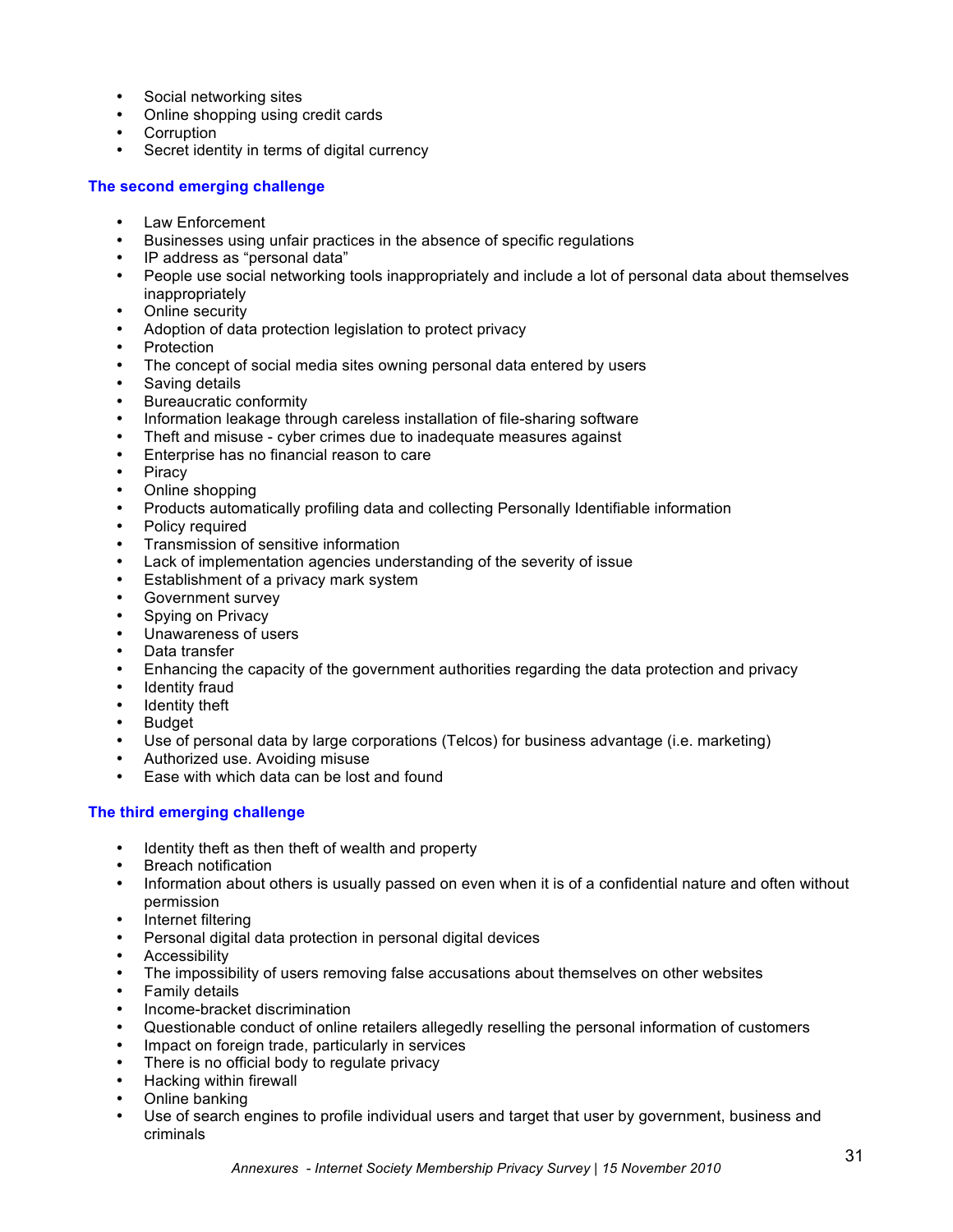- Social networking sites
- Online shopping using credit cards
- Corruption
- Secret identity in terms of digital currency

### The second emerging challenge

- Law Enforcement
- Businesses using unfair practices in the absence of specific regulations
- IP address as "personal data"
- People use social networking tools inappropriately and include a lot of personal data about themselves inappropriately
- Online security
- Adoption of data protection legislation to protect privacy
- Protection
- The concept of social media sites owning personal data entered by users
- Saving details
- Bureaucratic conformity
- Information leakage through careless installation of file-sharing software
- Theft and misuse - cyber crimes due to inadequate measures against
- Enterprise has no financial reason to care
- Piracy
- Online shopping
- Products automatically profiling data and collecting Personally Identifiable information
- Policy required
- Transmission of sensitive information
- Lack of implementation agencies understanding of the severity of issue
- Establishment of a privacy mark system
- Government survey
- Spying on Privacy
- Unawareness of users
- Data transfer
- Enhancing the capacity of the government authorities regarding the data protection and privacy
- Identity fraud
- Identity theft
- Budget
- Use of personal data by large corporations (Telcos) for business advantage (i.e. marketing)
- Authorized use. Avoiding misuse
- Ease with which data can be lost and found

### The third emerging challenge

- Identity theft as then theft of wealth and property
- Breach notification
- Information about others is usually passed on even when it is of a confidential nature and often without permission
- Internet filtering
- Personal digital data protection in personal digital devices
- Accessibility
- The impossibility of users removing false accusations about themselves on other websites
- Family details
- Income-bracket discrimination
- Questionable conduct of online retailers allegedly reselling the personal information of customers
- Impact on foreign trade, particularly in services
- There is no official body to regulate privacy
- Hacking within firewall
- Online banking
- Use of search engines to profile individual users and target that user by government, business and criminals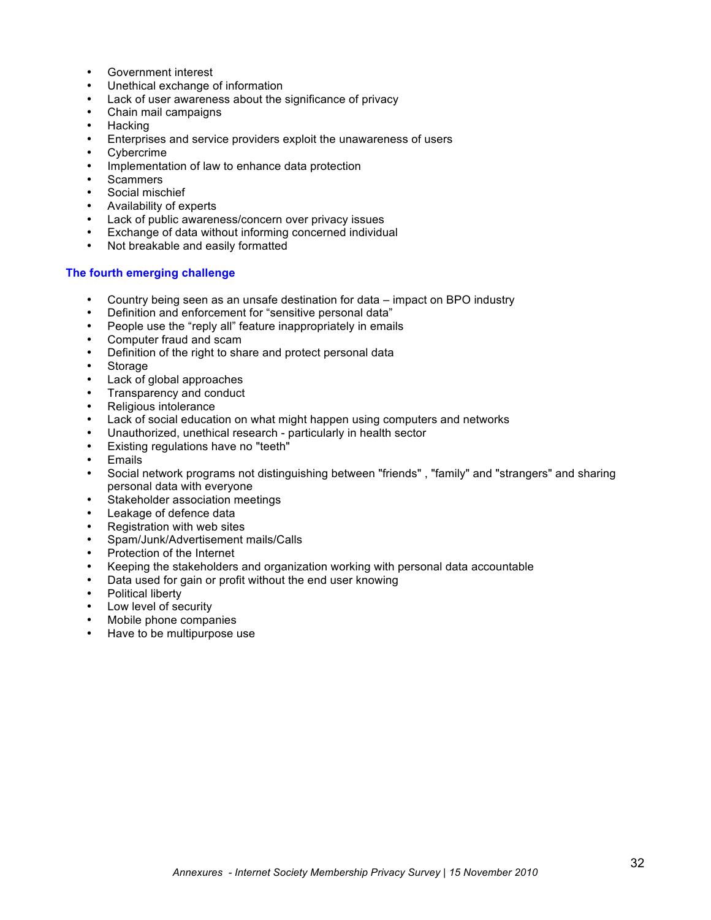- Government interest
- Unethical exchange of information
- Lack of user awareness about the significance of privacy
- Chain mail campaigns
- Hacking
- Enterprises and service providers exploit the unawareness of users
- Cybercrime
- Implementation of law to enhance data protection
- Scammers
- Social mischief
- Availability of experts
- Lack of public awareness/concern over privacy issues
- Exchange of data without informing concerned individual
- Not breakable and easily formatted

### The fourth emerging challenge

- Country being seen as an unsafe destination for data – impact on BPO industry
- Definition and enforcement for "sensitive personal data"
- People use the "reply all" feature inappropriately in emails
- Computer fraud and scam
- Definition of the right to share and protect personal data
- Storage
- Lack of global approaches
- Transparency and conduct
- Religious intolerance
- Lack of social education on what might happen using computers and networks
- Unauthorized, unethical research - particularly in health sector
- Existing regulations have no "teeth"
- Emails
- Social network programs not distinguishing between "friends" , "family" and "strangers" and sharing personal data with everyone
- Stakeholder association meetings
- Leakage of defence data
- Registration with web sites
- Spam/Junk/Advertisement mails/Calls
- Protection of the Internet
- Keeping the stakeholders and organization working with personal data accountable
- Data used for gain or profit without the end user knowing
- Political liberty
- Low level of security
- Mobile phone companies
- Have to be multipurpose use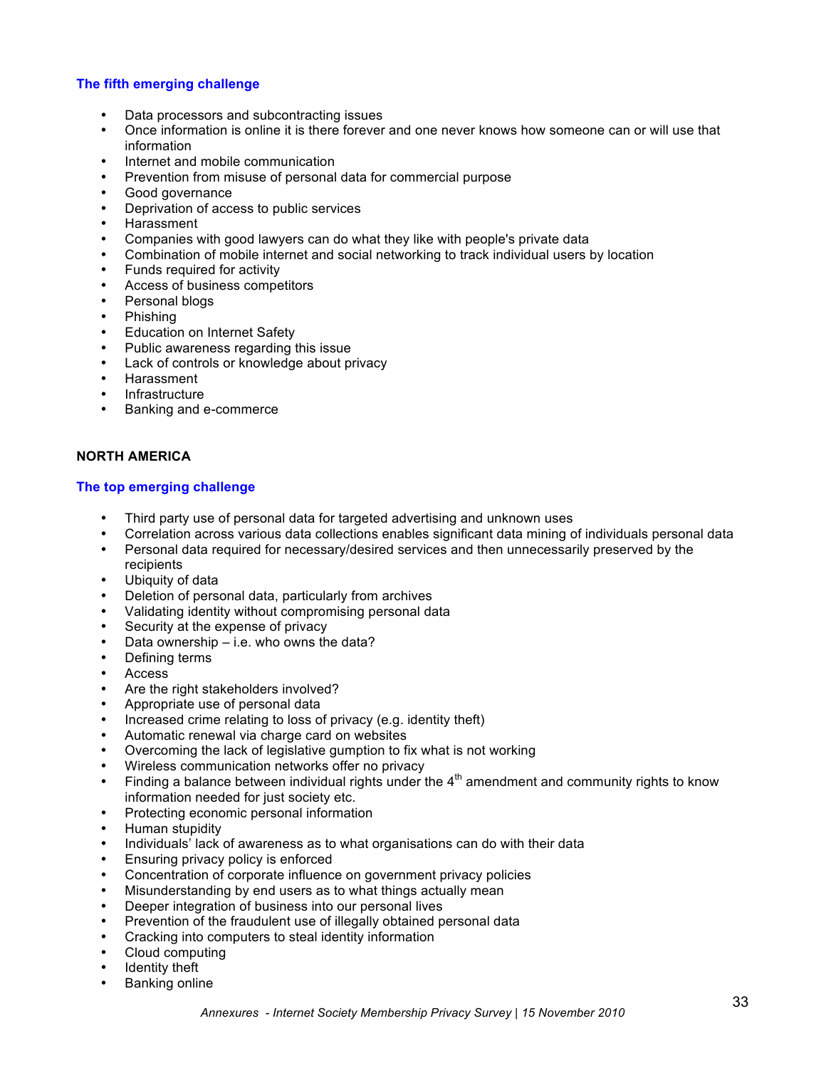### The fifth emerging challenge

- Data processors and subcontracting issues
- Once information is online it is there forever and one never knows how someone can or will use that information
- Internet and mobile communication
- Prevention from misuse of personal data for commercial purpose
- Good governance
- Deprivation of access to public services
- Harassment
- Companies with good lawyers can do what they like with people's private data
- Combination of mobile internet and social networking to track individual users by location
- Funds required for activity
- Access of business competitors
- Personal blogs
- Phishing
- Education on Internet Safety
- Public awareness regarding this issue
- Lack of controls or knowledge about privacy
- Harassment
- Infrastructure
- Banking and e-commerce

## NORTH AMERICA

### The top emerging challenge

- Third party use of personal data for targeted advertising and unknown uses
- Correlation across various data collections enables significant data mining of individuals personal data
- Personal data required for necessary/desired services and then unnecessarily preserved by the recipients
- Ubiquity of data
- Deletion of personal data, particularly from archives
- Validating identity without compromising personal data
- Security at the expense of privacy
- Data ownership – i.e. who owns the data?
- Defining terms
- Access
- Are the right stakeholders involved?
- Appropriate use of personal data
- Increased crime relating to loss of privacy (e.g. identity theft)
- Automatic renewal via charge card on websites
- Overcoming the lack of legislative gumption to fix what is not working
- Wireless communication networks offer no privacy
- Finding a balance between individual rights under the 4th amendment and community rights to know information needed for just society etc.
- Protecting economic personal information
- Human stupidity
- Individuals' lack of awareness as to what organisations can do with their data
- Ensuring privacy policy is enforced
- Concentration of corporate influence on government privacy policies
- Misunderstanding by end users as to what things actually mean
- Deeper integration of business into our personal lives
- Prevention of the fraudulent use of illegally obtained personal data
- Cracking into computers to steal identity information
- Cloud computing
- Identity theft
- Banking online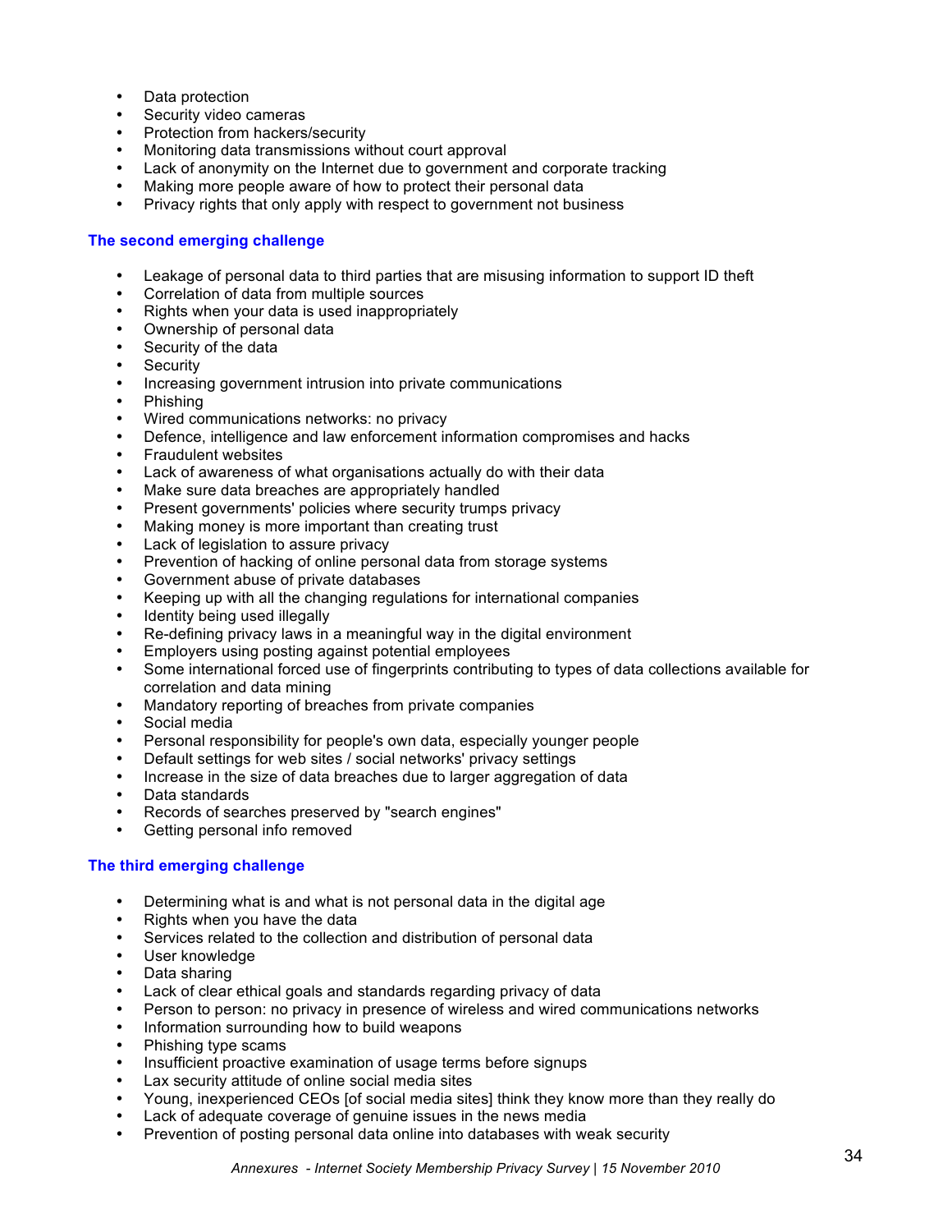- Data protection
- Security video cameras
- Protection from hackers/security
- Monitoring data transmissions without court approval
- Lack of anonymity on the Internet due to government and corporate tracking
- Making more people aware of how to protect their personal data
- Privacy rights that only apply with respect to government not business

### The second emerging challenge

- Leakage of personal data to third parties that are misusing information to support ID theft
- Correlation of data from multiple sources
- Rights when your data is used inappropriately
- Ownership of personal data
- Security of the data
- Security
- Increasing government intrusion into private communications
- Phishing
- Wired communications networks: no privacy
- Defence, intelligence and law enforcement information compromises and hacks
- Fraudulent websites
- Lack of awareness of what organisations actually do with their data
- Make sure data breaches are appropriately handled
- Present governments' policies where security trumps privacy
- Making money is more important than creating trust
- Lack of legislation to assure privacy
- Prevention of hacking of online personal data from storage systems
- Government abuse of private databases
- Keeping up with all the changing regulations for international companies
- Identity being used illegally
- Re-defining privacy laws in a meaningful way in the digital environment
- Employers using posting against potential employees
- Some international forced use of fingerprints contributing to types of data collections available for correlation and data mining
- Mandatory reporting of breaches from private companies
- Social media
- Personal responsibility for people's own data, especially younger people
- Default settings for web sites / social networks' privacy settings
- Increase in the size of data breaches due to larger aggregation of data
- Data standards
- Records of searches preserved by "search engines"
- Getting personal info removed

### The third emerging challenge

- Determining what is and what is not personal data in the digital age
- Rights when you have the data
- Services related to the collection and distribution of personal data
- User knowledge
- Data sharing
- Lack of clear ethical goals and standards regarding privacy of data
- Person to person: no privacy in presence of wireless and wired communications networks
- Information surrounding how to build weapons
- Phishing type scams
- Insufficient proactive examination of usage terms before signups
- Lax security attitude of online social media sites
- Young, inexperienced CEOs [of social media sites] think they know more than they really do
- Lack of adequate coverage of genuine issues in the news media
- Prevention of posting personal data online into databases with weak security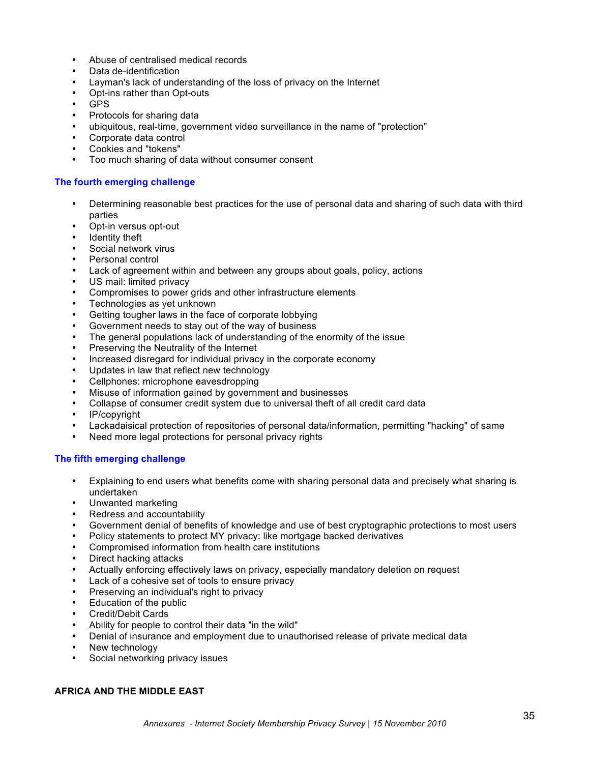- Abuse of centralised medical records
- Data de-identification
- Layman's lack of understanding of the loss of privacy on the Internet
- Opt-ins rather than Opt-outs
- GPS
- Protocols for sharing data
- ubiquitous, real-time, government video surveillance in the name of "protection"
- Corporate data control
- Cookies and "tokens"
- Too much sharing of data without consumer consent

### The fourth emerging challenge

- Determining reasonable best practices for the use of personal data and sharing of such data with third parties
- Opt-in versus opt-out
- Identity theft
- Social network virus
- Personal control
- Lack of agreement within and between any groups about goals, policy, actions
- US mail: limited privacy
- Compromises to power grids and other infrastructure elements
- Technologies as yet unknown
- Getting tougher laws in the face of corporate lobbying
- Government needs to stay out of the way of business
- The general populations lack of understanding of the enormity of the issue
- Preserving the Neutrality of the Internet
- Increased disregard for individual privacy in the corporate economy
- Updates in law that reflect new technology
- Cellphones: microphone eavesdropping
- Misuse of information gained by government and businesses
- Collapse of consumer credit system due to universal theft of all credit card data
- IP/copyright
- Lackadaisical protection of repositories of personal data/information, permitting "hacking" of same
- Need more legal protections for personal privacy rights

### The fifth emerging challenge

- Explaining to end users what benefits come with sharing personal data and precisely what sharing is undertaken
- Unwanted marketing
- Redress and accountability
- Government denial of benefits of knowledge and use of best cryptographic protections to most users
- Policy statements to protect MY privacy: like mortgage backed derivatives
- Compromised information from health care institutions
- Direct hacking attacks
- Actually enforcing effectively laws on privacy, especially mandatory deletion on request
- Lack of a cohesive set of tools to ensure privacy
- Preserving an individual's right to privacy
- Education of the public
- Credit/Debit Cards
- Ability for people to control their data "in the wild"
- Denial of insurance and employment due to unauthorised release of private medical data
- New technology
- Social networking privacy issues

## AFRICA AND THE MIDDLE EAST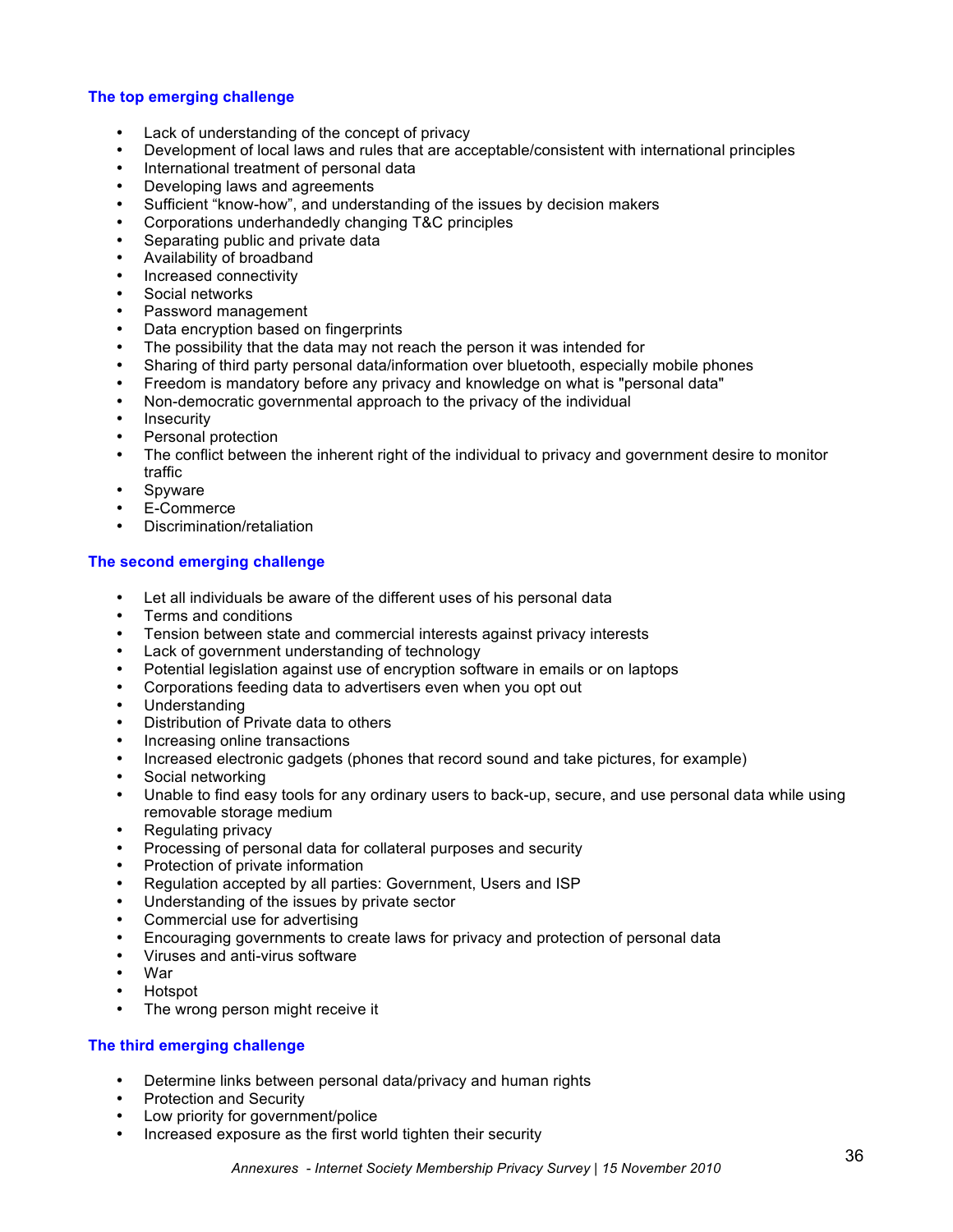### The top emerging challenge

- Lack of understanding of the concept of privacy
- Development of local laws and rules that are acceptable/consistent with international principles
- International treatment of personal data
- Developing laws and agreements
- Sufficient "know-how", and understanding of the issues by decision makers
- Corporations underhandedly changing T&C principles
- Separating public and private data
- Availability of broadband
- Increased connectivity
- Social networks
- Password management
- Data encryption based on fingerprints
- The possibility that the data may not reach the person it was intended for
- Sharing of third party personal data/information over bluetooth, especially mobile phones
- Freedom is mandatory before any privacy and knowledge on what is "personal data"
- Non-democratic governmental approach to the privacy of the individual
- Insecurity
- Personal protection
- The conflict between the inherent right of the individual to privacy and government desire to monitor traffic
- Spyware
- E-Commerce
- Discrimination/retaliation

### The second emerging challenge

- Let all individuals be aware of the different uses of his personal data
- Terms and conditions
- Tension between state and commercial interests against privacy interests
- Lack of government understanding of technology
- Potential legislation against use of encryption software in emails or on laptops
- Corporations feeding data to advertisers even when you opt out
- Understanding
- Distribution of Private data to others
- Increasing online transactions
- Increased electronic gadgets (phones that record sound and take pictures, for example)
- Social networking
- Unable to find easy tools for any ordinary users to back-up, secure, and use personal data while using removable storage medium
- Regulating privacy
- Processing of personal data for collateral purposes and security
- Protection of private information
- Regulation accepted by all parties: Government, Users and ISP
- Understanding of the issues by private sector
- Commercial use for advertising
- Encouraging governments to create laws for privacy and protection of personal data
- Viruses and anti-virus software
- War
- Hotspot
- The wrong person might receive it

### The third emerging challenge

- Determine links between personal data/privacy and human rights
- Protection and Security
- Low priority for government/police
- Increased exposure as the first world tighten their security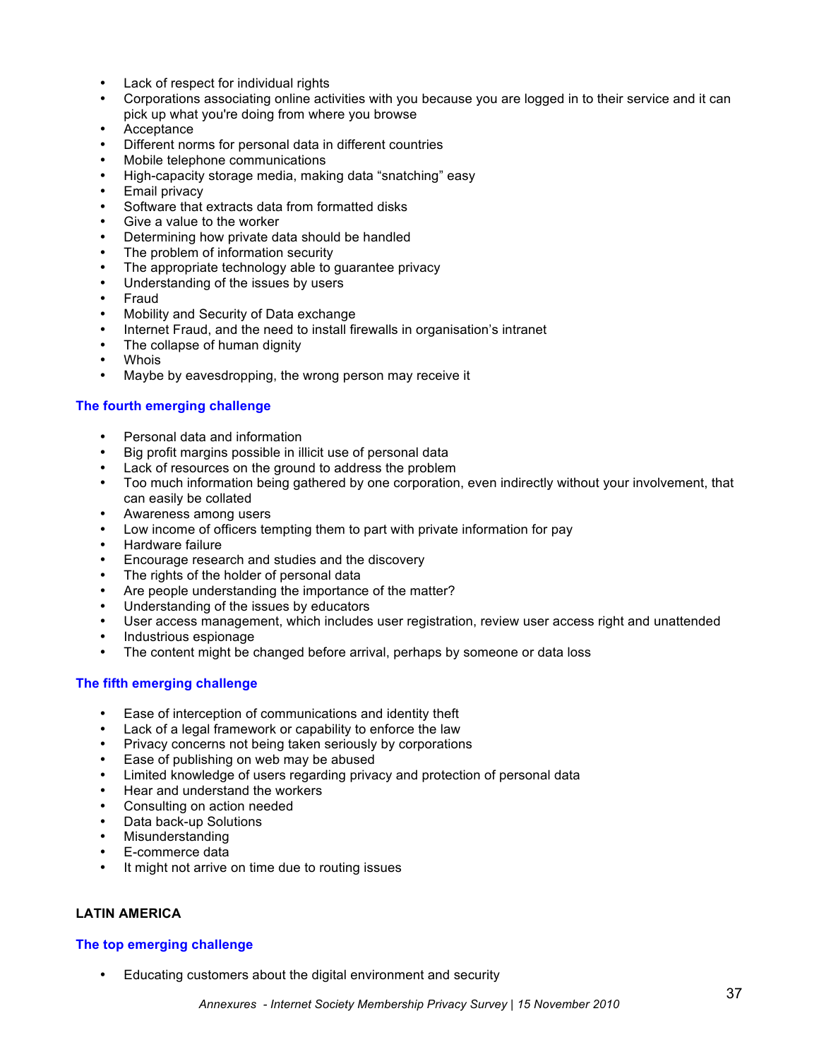- Lack of respect for individual rights
- Corporations associating online activities with you because you are logged in to their service and it can pick up what you're doing from where you browse
- Acceptance
- Different norms for personal data in different countries
- Mobile telephone communications
- High-capacity storage media, making data “snatching” easy
- Email privacy
- Software that extracts data from formatted disks
- Give a value to the worker
- Determining how private data should be handled
- The problem of information security
- The appropriate technology able to guarantee privacy
- Understanding of the issues by users
- Fraud
- Mobility and Security of Data exchange
- Internet Fraud, and the need to install firewalls in organisation’s intranet
- The collapse of human dignity
- Whois
- Maybe by eavesdropping, the wrong person may receive it

### The fourth emerging challenge

- Personal data and information
- Big profit margins possible in illicit use of personal data
- Lack of resources on the ground to address the problem
- Too much information being gathered by one corporation, even indirectly without your involvement, that can easily be collated
- Awareness among users
- Low income of officers tempting them to part with private information for pay
- Hardware failure
- Encourage research and studies and the discovery
- The rights of the holder of personal data
- Are people understanding the importance of the matter?
- Understanding of the issues by educators
- User access management, which includes user registration, review user access right and unattended
- Industrious espionage
- The content might be changed before arrival, perhaps by someone or data loss

### The fifth emerging challenge

- Ease of interception of communications and identity theft
- Lack of a legal framework or capability to enforce the law
- Privacy concerns not being taken seriously by corporations
- Ease of publishing on web may be abused
- Limited knowledge of users regarding privacy and protection of personal data
- Hear and understand the workers
- Consulting on action needed
- Data back-up Solutions
- Misunderstanding
- E-commerce data
- It might not arrive on time due to routing issues

## LATIN AMERICA

### The top emerging challenge

- Educating customers about the digital environment and security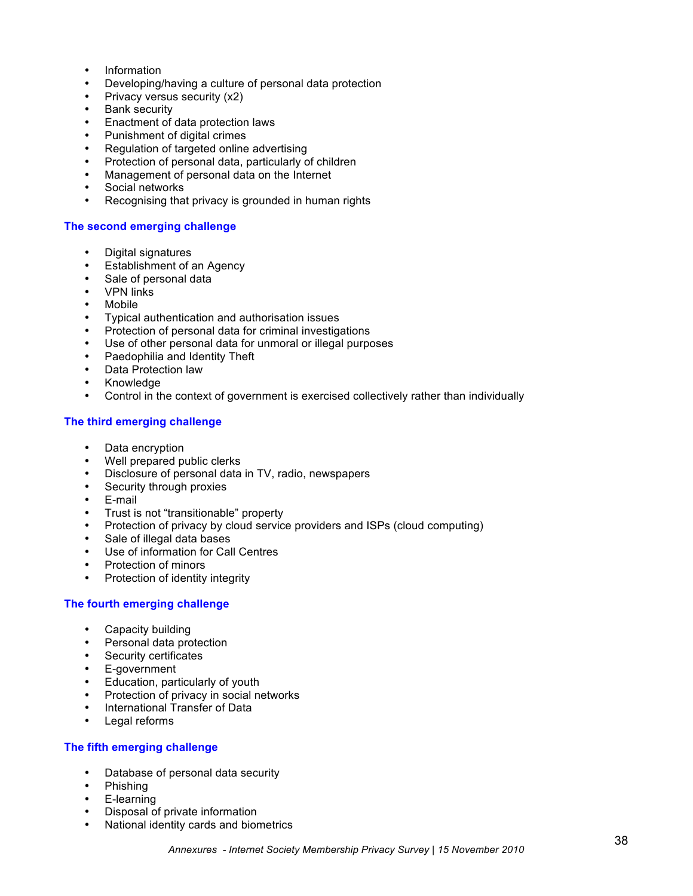- Information
- Developing/having a culture of personal data protection
- Privacy versus security (x2)
- Bank security
- Enactment of data protection laws
- Punishment of digital crimes
- Regulation of targeted online advertising
- Protection of personal data, particularly of children
- Management of personal data on the Internet
- Social networks
- Recognising that privacy is grounded in human rights

### The second emerging challenge

- Digital signatures
- Establishment of an Agency
- Sale of personal data
- VPN links
- Mobile
- Typical authentication and authorisation issues
- Protection of personal data for criminal investigations
- Use of other personal data for unmoral or illegal purposes
- Paedophilia and Identity Theft
- Data Protection law
- Knowledge
- Control in the context of government is exercised collectively rather than individually

### The third emerging challenge

- Data encryption
- Well prepared public clerks
- Disclosure of personal data in TV, radio, newspapers
- Security through proxies
- E-mail
- Trust is not "transitionable" property
- Protection of privacy by cloud service providers and ISPs (cloud computing)
- Sale of illegal data bases
- Use of information for Call Centres
- Protection of minors
- Protection of identity integrity

### The fourth emerging challenge

- Capacity building
- Personal data protection
- Security certificates
- E-government
- Education, particularly of youth
- Protection of privacy in social networks
- International Transfer of Data
- Legal reforms

### The fifth emerging challenge

- Database of personal data security
- Phishing
- E-learning
- Disposal of private information
- National identity cards and biometrics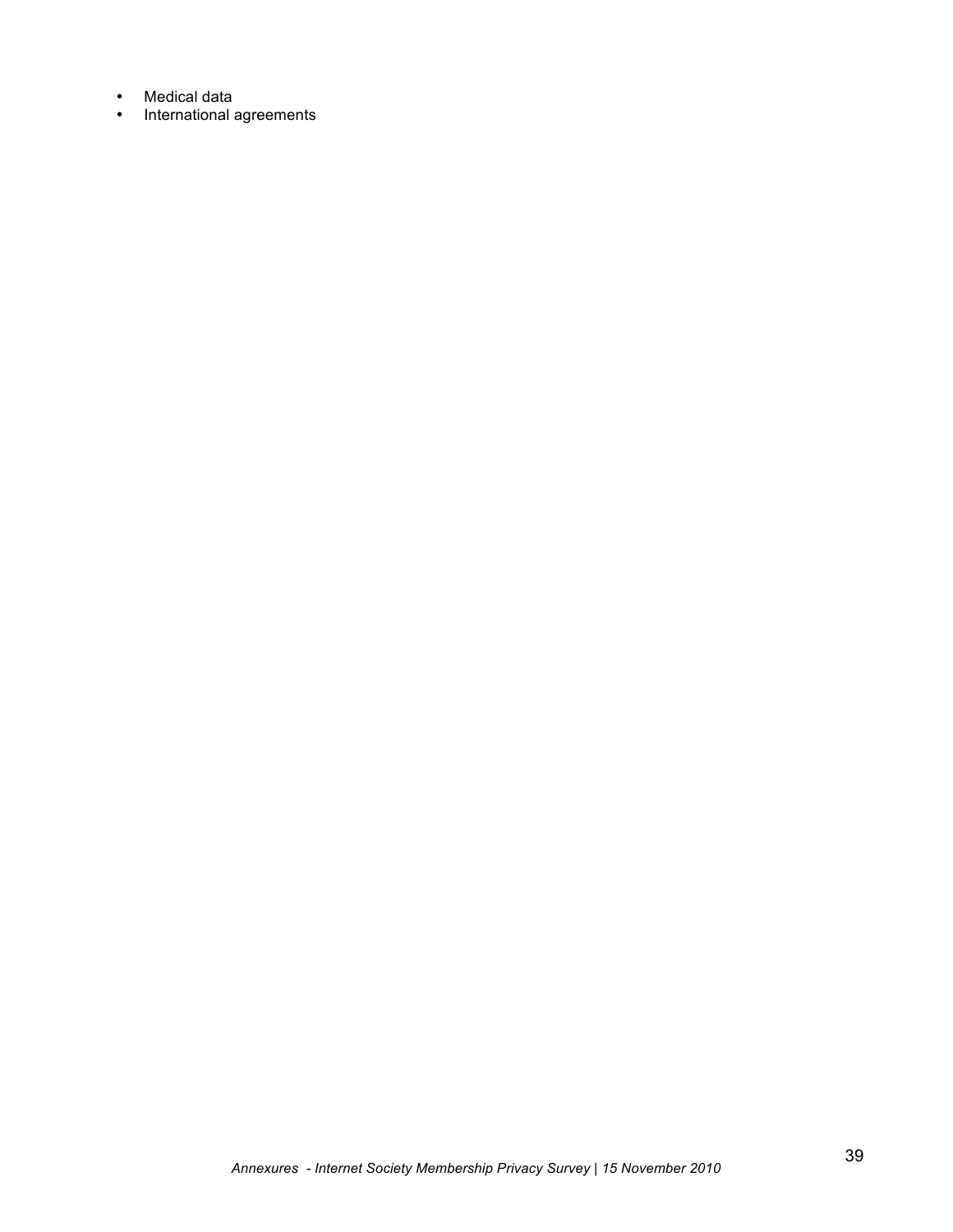- Medical data
- International agreements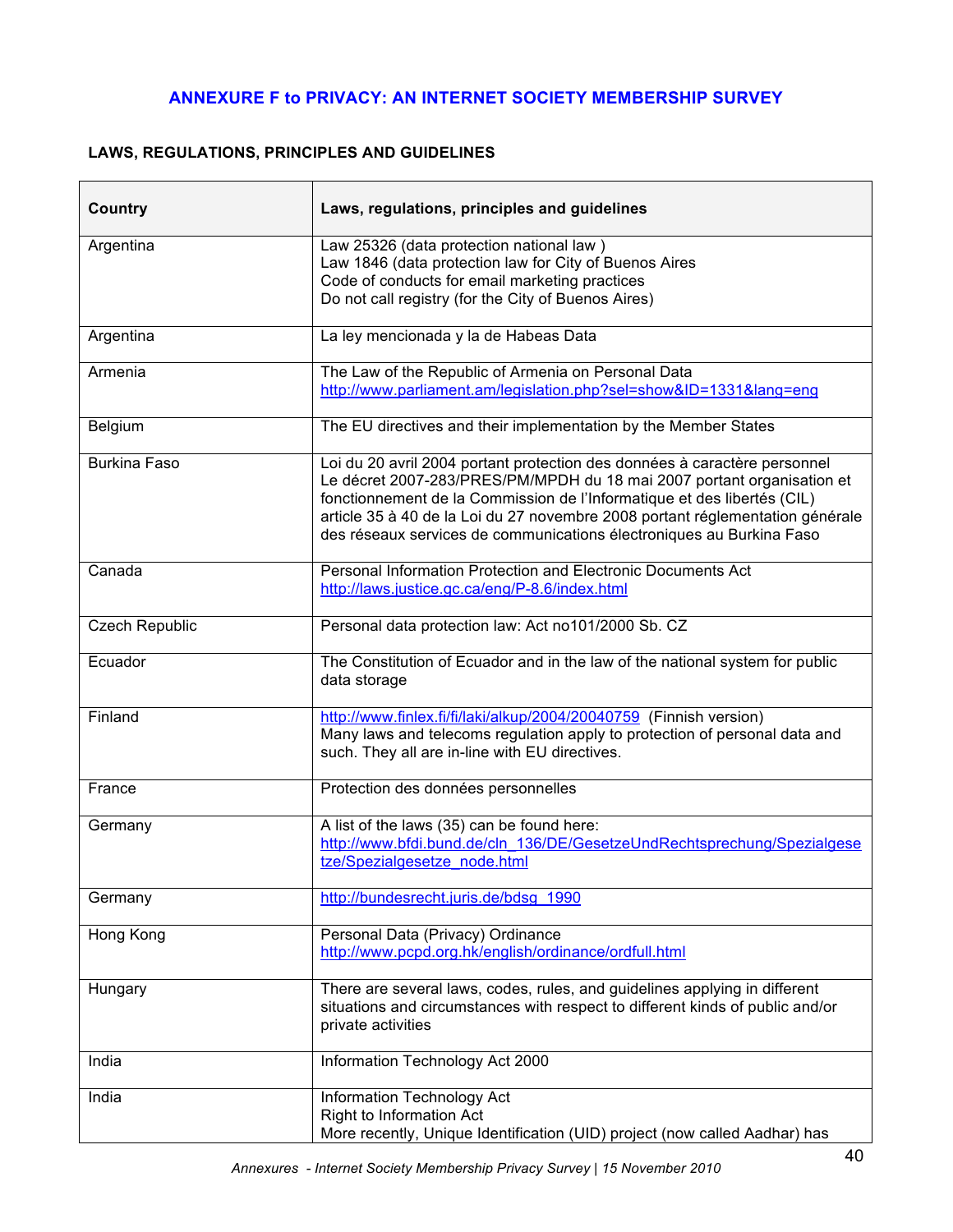## ANNEXURE F to PRIVACY: AN INTERNET SOCIETY MEMBERSHIP SURVEY

### LAWS, REGULATIONS, PRINCIPLES AND GUIDELINES

| Country | Laws, regulations, principles and guidelines |
|---|---|
| Argentina | Law 25326 (data protection national law )<br>Law 1846 (data protection law for City of Buenos Aires<br>Code of conducts for email marketing practices<br>Do not call registry (for the City of Buenos Aires) |
| Argentina | La ley mencionada y la de Habeas Data |
| Armenia | The Law of the Republic of Armenia on Personal Data<br>http://www.parliament.am/legislation.php?sel=show&ID=1331&lang=eng |
| Belgium | The EU directives and their implementation by the Member States |
| Burkina Faso | Loi du 20 avril 2004 portant protection des données à caractère personnel<br>Le décret 2007-283/PRES/PM/MPDH du 18 mai 2007 portant organisation et fonctionnement de la Commission de l'Informatique et des libertés (CIL)<br>article 35 à 40 de la Loi du 27 novembre 2008 portant réglementation générale des réseaux services de communications électroniques au Burkina Faso |
| Canada | Personal Information Protection and Electronic Documents Act<br>http://laws.justice.gc.ca/eng/P-8.6/index.html |
| Czech Republic | Personal data protection law: Act no101/2000 Sb. CZ |
| Ecuador | The Constitution of Ecuador and in the law of the national system for public data storage |
| Finland | http://www.finlex.fi/fi/laki/alkup/2004/20040759 (Finnish version)<br>Many laws and telecoms regulation apply to protection of personal data and such. They all are in-line with EU directives. |
| France | Protection des données personnelles |
| Germany | A list of the laws (35) can be found here:<br>http://www.bfdi.bund.de/cln_136/DE/GesetzeUndRechtsprechung/Spezialgesetze/Spezialgesetze_node.html |
| Germany | http://bundesrecht.juris.de/bdsg_1990 |
| Hong Kong | Personal Data (Privacy) Ordinance<br>http://www.pcpd.org.hk/english/ordinance/ordfull.html |
| Hungary | There are several laws, codes, rules, and guidelines applying in different situations and circumstances with respect to different kinds of public and/or private activities |
| India | Information Technology Act 2000 |
| India | Information Technology Act<br>Right to Information Act<br>More recently, Unique Identification (UID) project (now called Aadhar) has |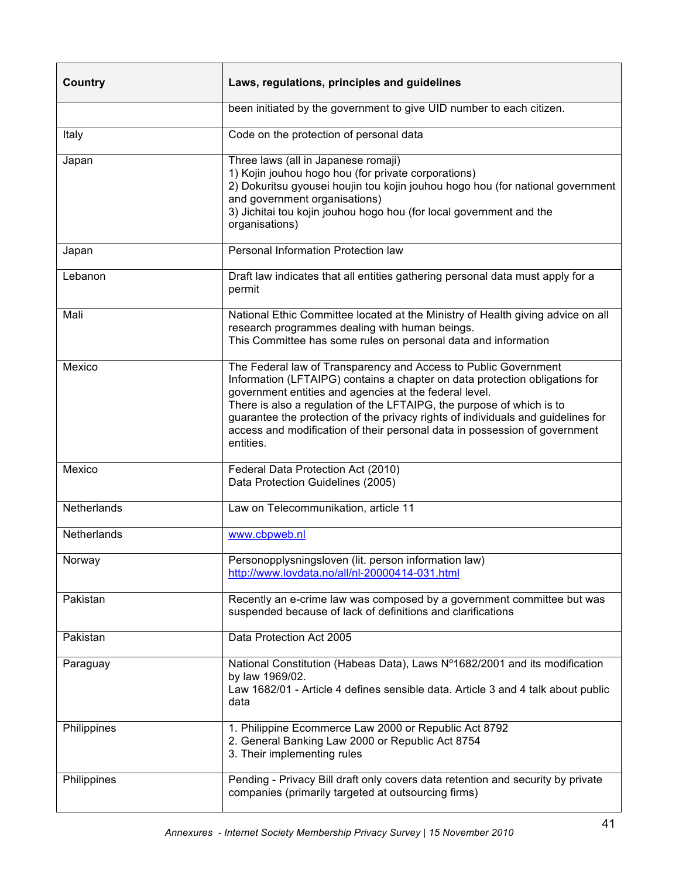| Country | Laws, regulations, principles and guidelines |
|---|---|
| | been initiated by the government to give UID number to each citizen. |
| Italy | Code on the protection of personal data |
| Japan | Three laws (all in Japanese romaji)<br>1) Kojin jouhou hogo hou (for private corporations)<br>2) Dokuritsu gyousei houjin tou kojin jouhou hogo hou (for national government and government organisations)<br>3) Jichitai tou kojin jouhou hogo hou (for local government and the organisations) |
| Japan | Personal Information Protection law |
| Lebanon | Draft law indicates that all entities gathering personal data must apply for a permit |
| Mali | National Ethic Committee located at the Ministry of Health giving advice on all research programmes dealing with human beings.<br>This Committee has some rules on personal data and information |
| Mexico | The Federal law of Transparency and Access to Public Government Information (LFTAIPG) contains a chapter on data protection obligations for government entities and agencies at the federal level.<br>There is also a regulation of the LFTAIPG, the purpose of which is to guarantee the protection of the privacy rights of individuals and guidelines for access and modification of their personal data in possession of government entities. |
| Mexico | Federal Data Protection Act (2010)<br>Data Protection Guidelines (2005) |
| Netherlands | Law on Telecommunikation, article 11 |
| Netherlands | www.cbpweb.nl |
| Norway | Personopplysningsloven (lit. person information law)<br>http://www.lovdata.no/all/nl-20000414-031.html |
| Pakistan | Recently an e-crime law was composed by a government committee but was suspended because of lack of definitions and clarifications |
| Pakistan | Data Protection Act 2005 |
| Paraguay | National Constitution (Habeas Data), Laws Nº1682/2001 and its modification by law 1969/02.<br>Law 1682/01 - Article 4 defines sensible data. Article 3 and 4 talk about public data |
| Philippines | 1. Philippine Ecommerce Law 2000 or Republic Act 8792<br>2. General Banking Law 2000 or Republic Act 8754<br>3. Their implementing rules |
| Philippines | Pending - Privacy Bill draft only covers data retention and security by private companies (primarily targeted at outsourcing firms) |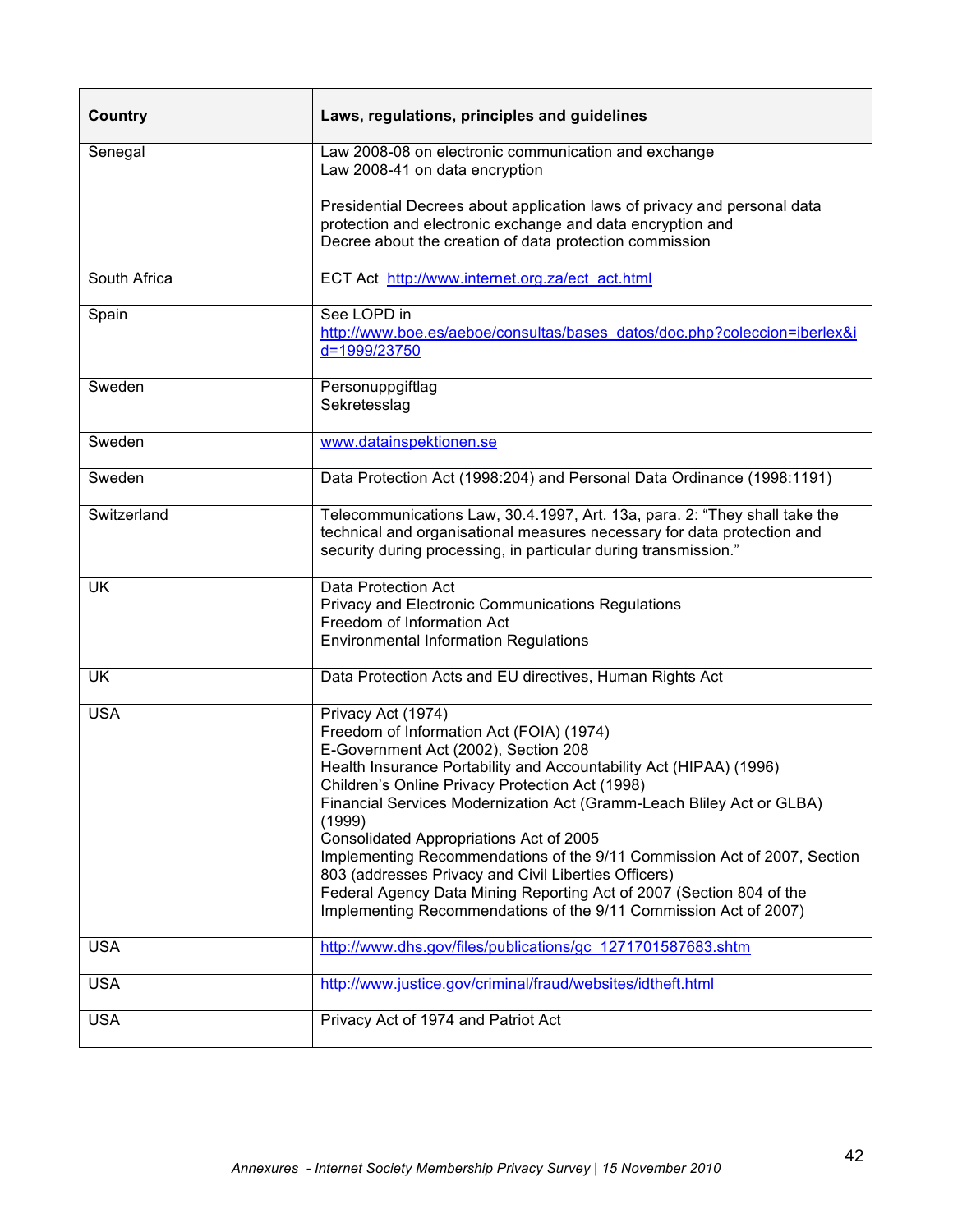| Country | Laws, regulations, principles and guidelines |
| --- | --- |
| Senegal | Law 2008-08 on electronic communication and exchange<br>Law 2008-41 on data encryption<br><br>Presidential Decrees about application laws of privacy and personal data protection and electronic exchange and data encryption and<br>Decree about the creation of data protection commission |
| South Africa | ECT Act http://www.internet.org.za/ect_act.html |
| Spain | See LOPD in http://www.boe.es/aeboe/consultas/bases_datos/doc.php?coleccion=iberlex&id=1999/23750 |
| Sweden | Personuppgiftlag<br>Sekretesslag |
| Sweden | www.datainspektionen.se |
| Sweden | Data Protection Act (1998:204) and Personal Data Ordinance (1998:1191) |
| Switzerland | Telecommunications Law, 30.4.1997, Art. 13a, para. 2: "They shall take the technical and organisational measures necessary for data protection and security during processing, in particular during transmission." |
| UK | Data Protection Act<br>Privacy and Electronic Communications Regulations<br>Freedom of Information Act<br>Environmental Information Regulations |
| UK | Data Protection Acts and EU directives, Human Rights Act |
| USA | Privacy Act (1974)<br>Freedom of Information Act (FOIA) (1974)<br>E-Government Act (2002), Section 208<br>Health Insurance Portability and Accountability Act (HIPAA) (1996)<br>Children's Online Privacy Protection Act (1998)<br>Financial Services Modernization Act (Gramm-Leach Bliley Act or GLBA) (1999)<br>Consolidated Appropriations Act of 2005<br>Implementing Recommendations of the 9/11 Commission Act of 2007, Section 803 (addresses Privacy and Civil Liberties Officers)<br>Federal Agency Data Mining Reporting Act of 2007 (Section 804 of the Implementing Recommendations of the 9/11 Commission Act of 2007) |
| USA | http://www.dhs.gov/files/publications/gc_1271701587683.shtm |
| USA | http://www.justice.gov/criminal/fraud/websites/idtheft.html |
| USA | Privacy Act of 1974 and Patriot Act |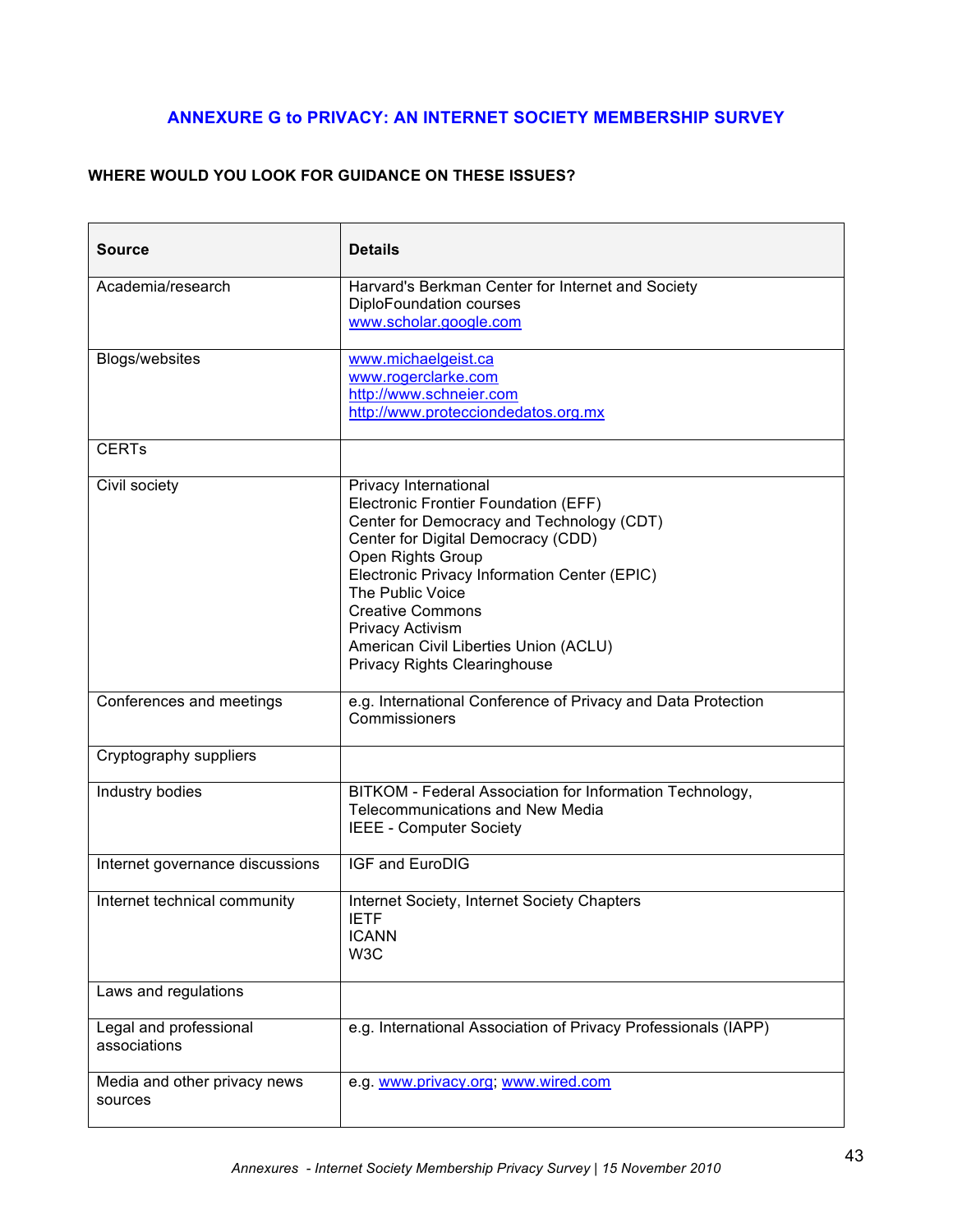## ANNEXURE G to PRIVACY: AN INTERNET SOCIETY MEMBERSHIP SURVEY

**WHERE WOULD YOU LOOK FOR GUIDANCE ON THESE ISSUES?**

| Source | Details |
|---|---|
| Academia/research | Harvard's Berkman Center for Internet and Society<br>DiploFoundation courses<br>www.scholar.google.com |
| Blogs/websites | www.michaelgeist.ca<br>www.rogerclarke.com<br>http://www.schneier.com<br>http://www.protecciondedatos.org.mx |
| CERTs | |
| Civil society | Privacy International<br>Electronic Frontier Foundation (EFF)<br>Center for Democracy and Technology (CDT)<br>Center for Digital Democracy (CDD)<br>Open Rights Group<br>Electronic Privacy Information Center (EPIC)<br>The Public Voice<br>Creative Commons<br>Privacy Activism<br>American Civil Liberties Union (ACLU)<br>Privacy Rights Clearinghouse |
| Conferences and meetings | e.g. International Conference of Privacy and Data Protection Commissioners |
| Cryptography suppliers | |
| Industry bodies | BITKOM - Federal Association for Information Technology, Telecommunications and New Media<br>IEEE - Computer Society |
| Internet governance discussions | IGF and EuroDIG |
| Internet technical community | Internet Society, Internet Society Chapters<br>IETF<br>ICANN<br>W3C |
| Laws and regulations | |
| Legal and professional associations | e.g. International Association of Privacy Professionals (IAPP) |
| Media and other privacy news sources | e.g. www.privacy.org; www.wired.com |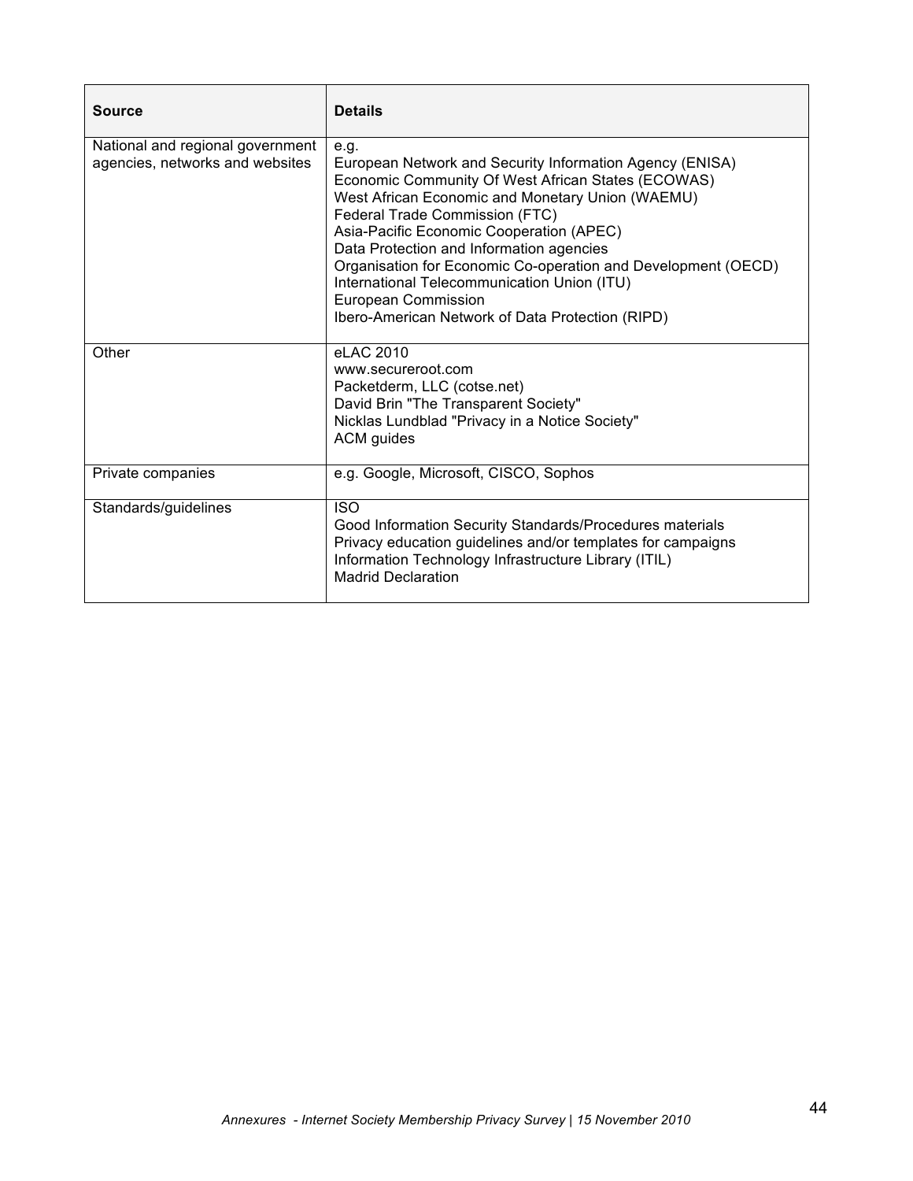| Source | Details |
|---|---|
| National and regional government agencies, networks and websites | e.g.<br>European Network and Security Information Agency (ENISA)<br>Economic Community Of West African States (ECOWAS)<br>West African Economic and Monetary Union (WAEMU)<br>Federal Trade Commission (FTC)<br>Asia-Pacific Economic Cooperation (APEC)<br>Data Protection and Information agencies<br>Organisation for Economic Co-operation and Development (OECD)<br>International Telecommunication Union (ITU)<br>European Commission<br>Ibero-American Network of Data Protection (RIPD) |
| Other | eLAC 2010<br>www.secureroot.com<br>Packetderm, LLC (cotse.net)<br>David Brin "The Transparent Society"<br>Nicklas Lundblad "Privacy in a Notice Society"<br>ACM guides |
| Private companies | e.g. Google, Microsoft, CISCO, Sophos |
| Standards/guidelines | ISO<br>Good Information Security Standards/Procedures materials<br>Privacy education guidelines and/or templates for campaigns<br>Information Technology Infrastructure Library (ITIL)<br>Madrid Declaration |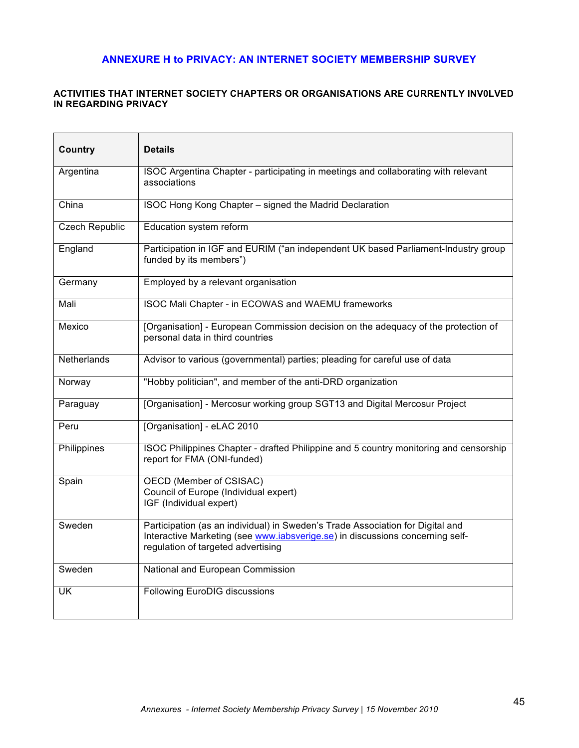## ANNEXURE H to PRIVACY: AN INTERNET SOCIETY MEMBERSHIP SURVEY

**ACTIVITIES THAT INTERNET SOCIETY CHAPTERS OR ORGANISATIONS ARE CURRENTLY INV0LVED IN REGARDING PRIVACY**

| Country | Details |
|---|---|
| Argentina | ISOC Argentina Chapter - participating in meetings and collaborating with relevant associations |
| China | ISOC Hong Kong Chapter – signed the Madrid Declaration |
| Czech Republic | Education system reform |
| England | Participation in IGF and EURIM ("an independent UK based Parliament-Industry group funded by its members") |
| Germany | Employed by a relevant organisation |
| Mali | ISOC Mali Chapter - in ECOWAS and WAEMU frameworks |
| Mexico | [Organisation] - European Commission decision on the adequacy of the protection of personal data in third countries |
| Netherlands | Advisor to various (governmental) parties; pleading for careful use of data |
| Norway | "Hobby politician", and member of the anti-DRD organization |
| Paraguay | [Organisation] - Mercosur working group SGT13 and Digital Mercosur Project |
| Peru | [Organisation] - eLAC 2010 |
| Philippines | ISOC Philippines Chapter - drafted Philippine and 5 country monitoring and censorship report for FMA (ONI-funded) |
| Spain | OECD (Member of CSISAC)<br>Council of Europe (Individual expert)<br>IGF (Individual expert) |
| Sweden | Participation (as an individual) in Sweden's Trade Association for Digital and Interactive Marketing (see www.iabsverige.se) in discussions concerning self-regulation of targeted advertising |
| Sweden | National and European Commission |
| UK | Following EuroDIG discussions |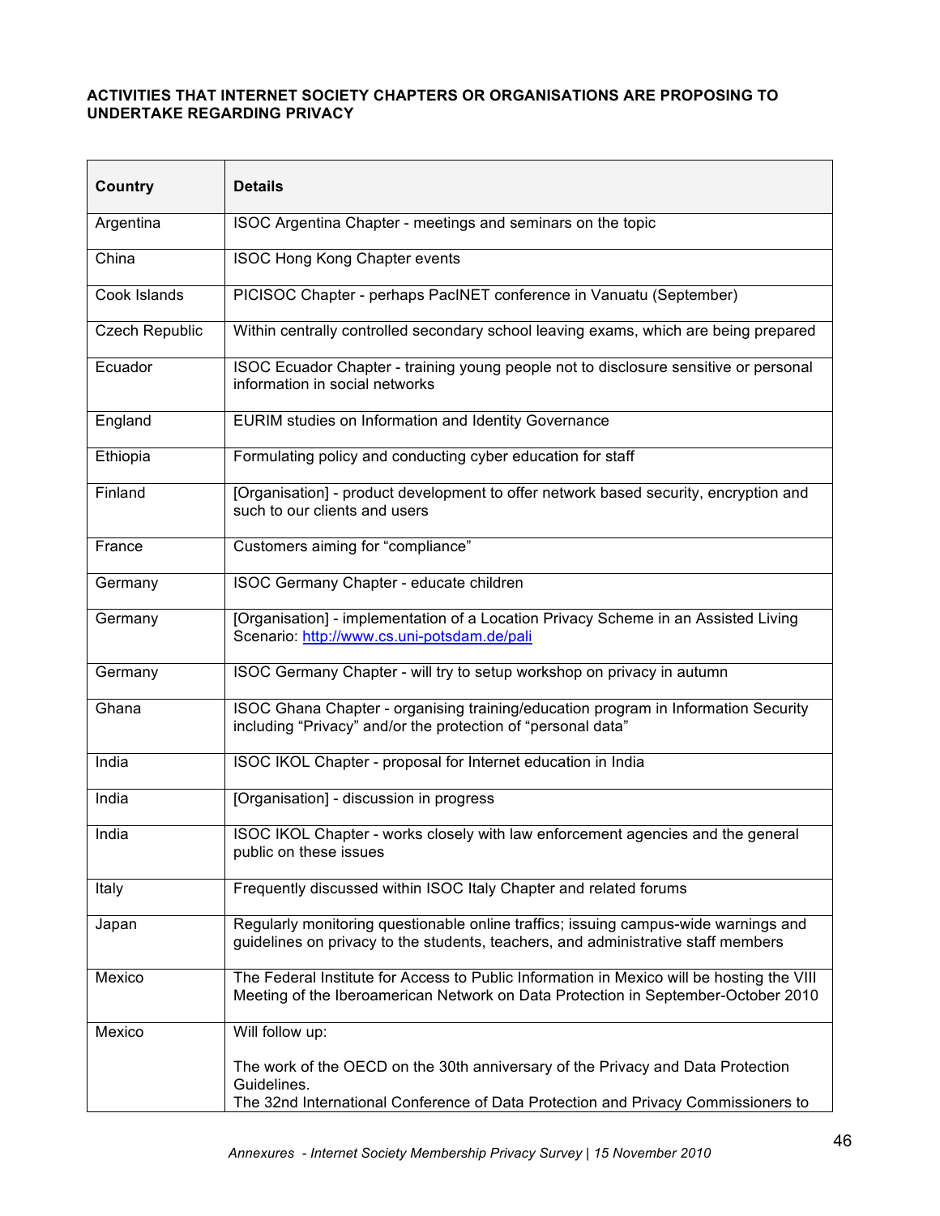**ACTIVITIES THAT INTERNET SOCIETY CHAPTERS OR ORGANISATIONS ARE PROPOSING TO UNDERTAKE REGARDING PRIVACY**

| Country | Details |
|---|---|
| Argentina | ISOC Argentina Chapter - meetings and seminars on the topic |
| China | ISOC Hong Kong Chapter events |
| Cook Islands | PICISOC Chapter - perhaps PacINET conference in Vanuatu (September) |
| Czech Republic | Within centrally controlled secondary school leaving exams, which are being prepared |
| Ecuador | ISOC Ecuador Chapter - training young people not to disclosure sensitive or personal information in social networks |
| England | EURIM studies on Information and Identity Governance |
| Ethiopia | Formulating policy and conducting cyber education for staff |
| Finland | [Organisation] - product development to offer network based security, encryption and such to our clients and users |
| France | Customers aiming for "compliance" |
| Germany | ISOC Germany Chapter - educate children |
| Germany | [Organisation] - implementation of a Location Privacy Scheme in an Assisted Living Scenario: http://www.cs.uni-potsdam.de/pali |
| Germany | ISOC Germany Chapter - will try to setup workshop on privacy in autumn |
| Ghana | ISOC Ghana Chapter - organising training/education program in Information Security including "Privacy" and/or the protection of "personal data" |
| India | ISOC IKOL Chapter - proposal for Internet education in India |
| India | [Organisation] - discussion in progress |
| India | ISOC IKOL Chapter - works closely with law enforcement agencies and the general public on these issues |
| Italy | Frequently discussed within ISOC Italy Chapter and related forums |
| Japan | Regularly monitoring questionable online traffics; issuing campus-wide warnings and guidelines on privacy to the students, teachers, and administrative staff members |
| Mexico | The Federal Institute for Access to Public Information in Mexico will be hosting the VIII Meeting of the Iberoamerican Network on Data Protection in September-October 2010 |
| Mexico | Will follow up:<br><br>The work of the OECD on the 30th anniversary of the Privacy and Data Protection Guidelines.<br>The 32nd International Conference of Data Protection and Privacy Commissioners to |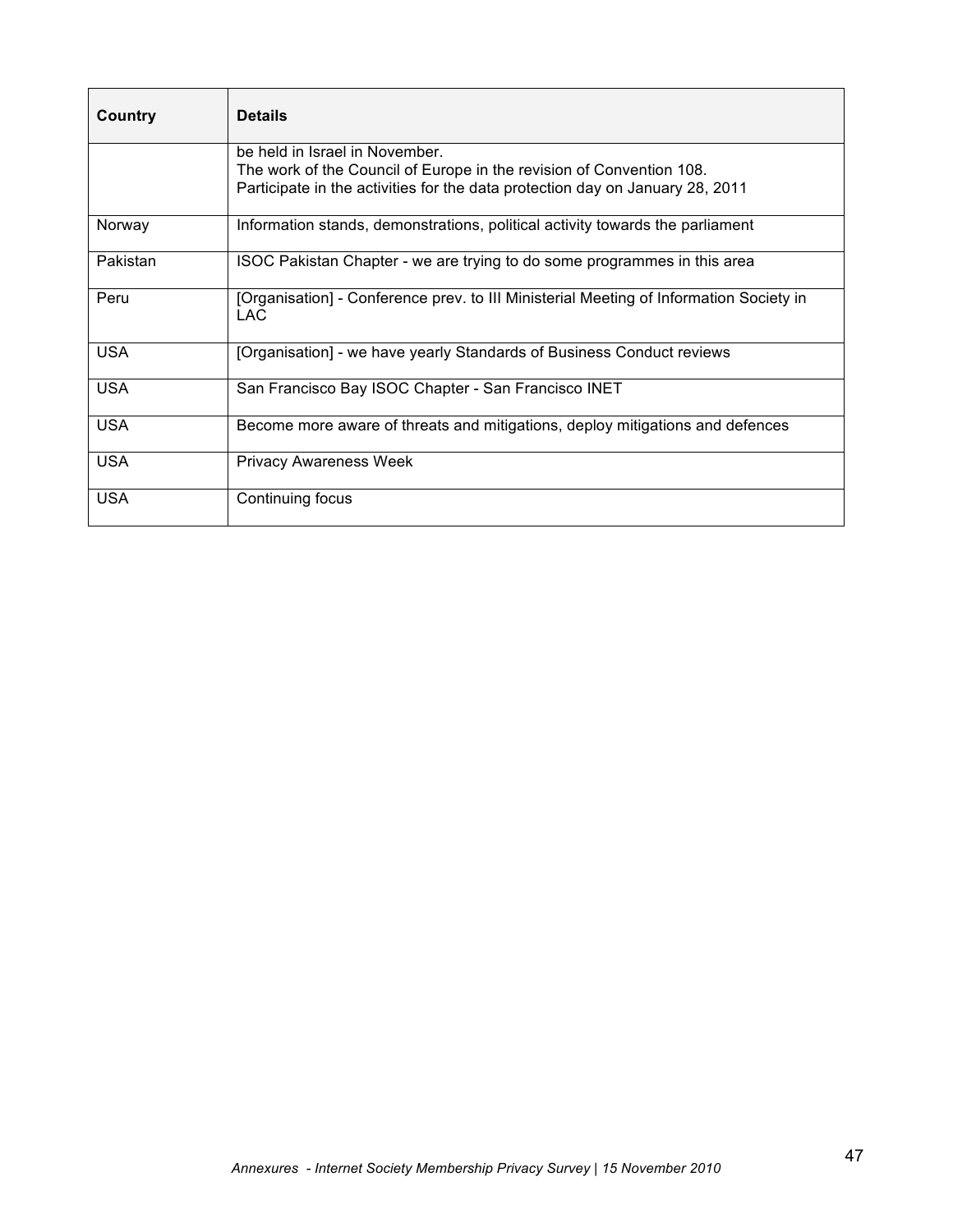| Country | Details |
|---|---|
| | be held in Israel in November.<br>The work of the Council of Europe in the revision of Convention 108.<br>Participate in the activities for the data protection day on January 28, 2011 |
| Norway | Information stands, demonstrations, political activity towards the parliament |
| Pakistan | ISOC Pakistan Chapter - we are trying to do some programmes in this area |
| Peru | [Organisation] - Conference prev. to III Ministerial Meeting of Information Society in LAC |
| USA | [Organisation] - we have yearly Standards of Business Conduct reviews |
| USA | San Francisco Bay ISOC Chapter - San Francisco INET |
| USA | Become more aware of threats and mitigations, deploy mitigations and defences |
| USA | Privacy Awareness Week |
| USA | Continuing focus |